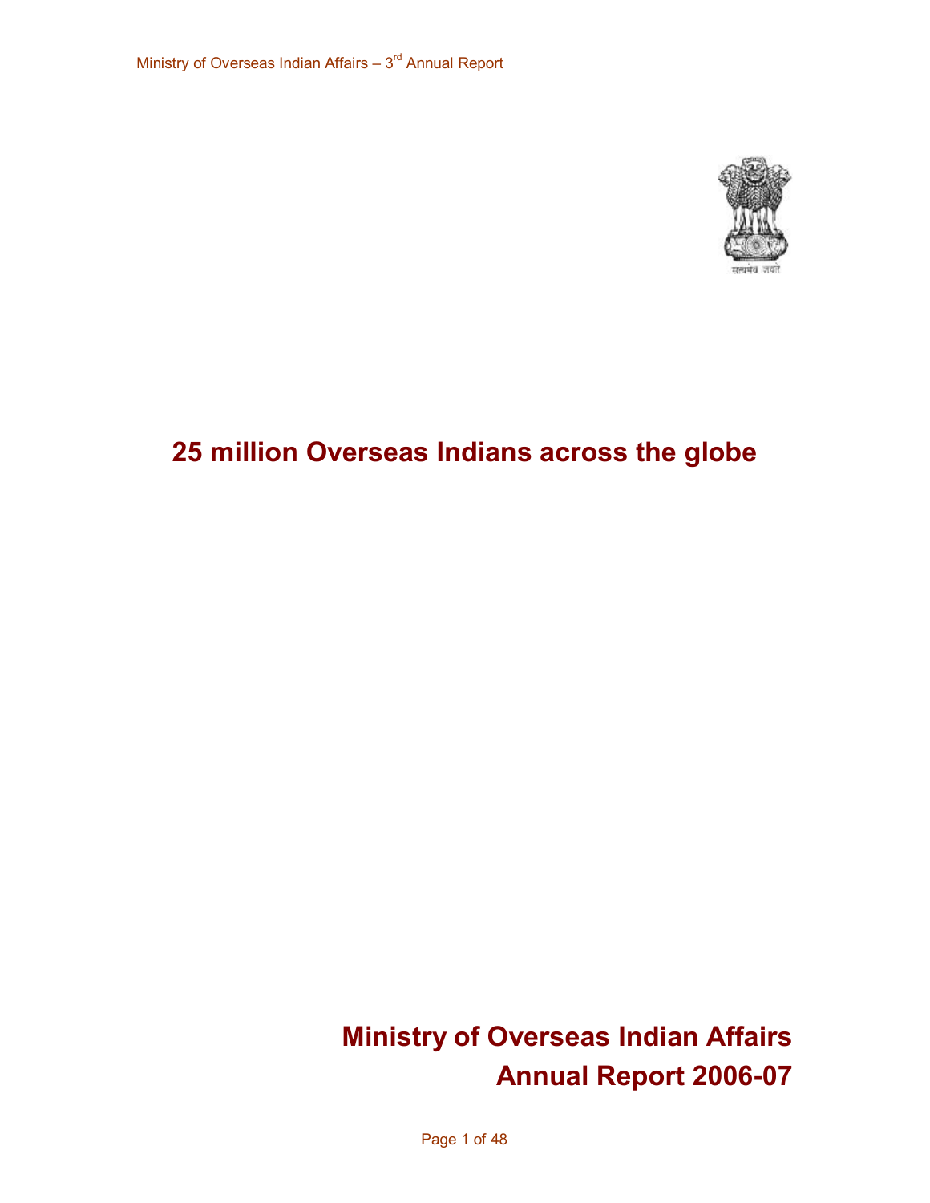सत्यमेव जयते

# 25 million Overseas Indians across the globe

# Ministry of Overseas Indian Affairs
# Annual Report 2006-07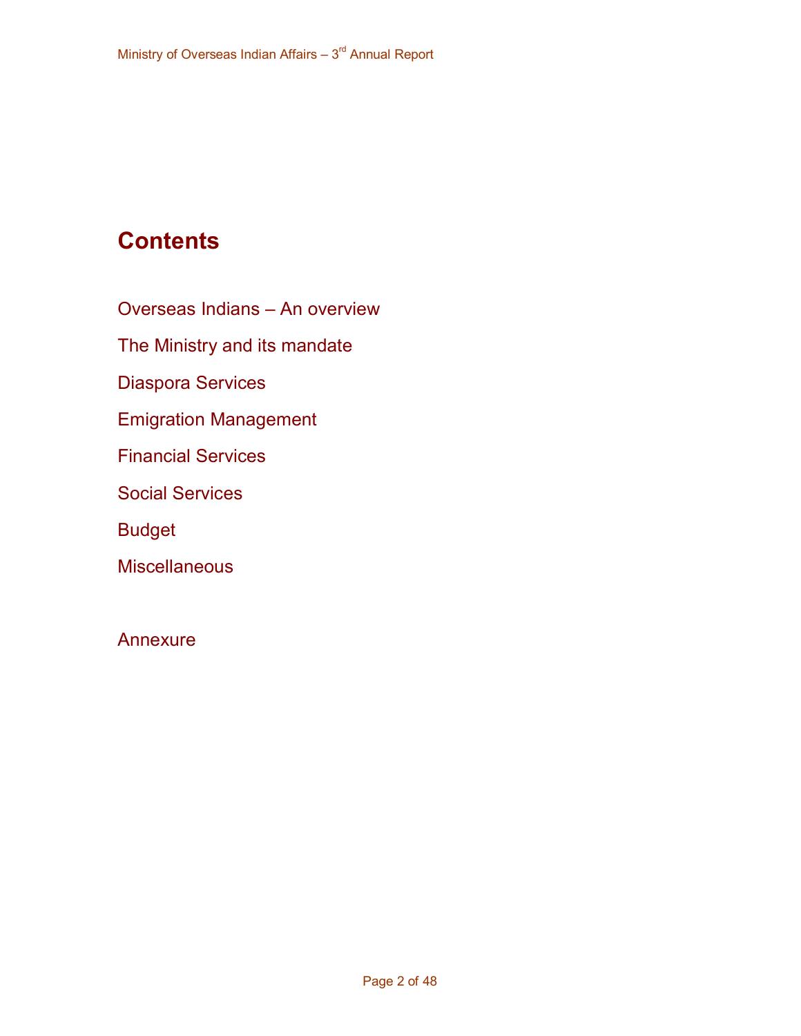# Contents

Overseas Indians – An overview

The Ministry and its mandate

Diaspora Services

Emigration Management

Financial Services

Social Services

Budget

Miscellaneous

Annexure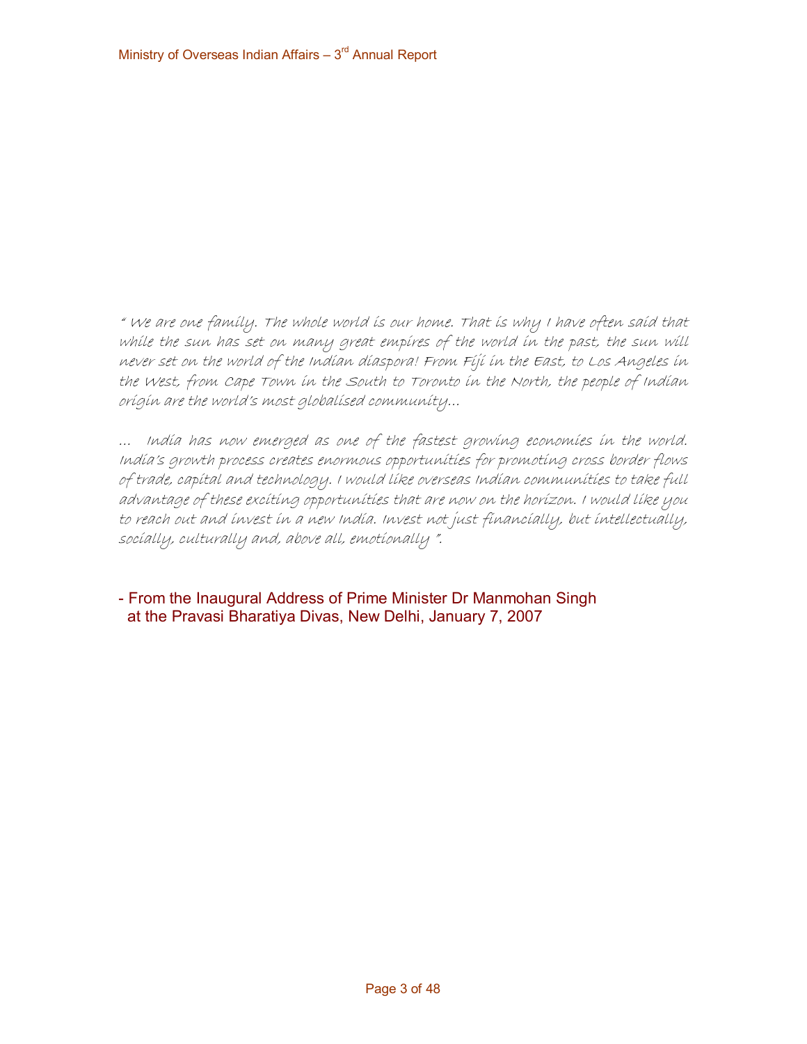*" We are one family. The whole world is our home. That is why I have often said that while the sun has set on many great empires of the world in the past, the sun will never set on the world of the Indian diaspora! From Fiji in the East, to Los Angeles in the West, from Cape Town in the South to Toronto in the North, the people of Indian origin are the world's most globalised community...*

*... India has now emerged as one of the fastest growing economies in the world. India's growth process creates enormous opportunities for promoting cross border flows of trade, capital and technology. I would like overseas Indian communities to take full advantage of these exciting opportunities that are now on the horizon. I would like you to reach out and invest in a new India. Invest not just financially, but intellectually, socially, culturally and, above all, emotionally ".*

- From the Inaugural Address of Prime Minister Dr Manmohan Singh at the Pravasi Bharatiya Divas, New Delhi, January 7, 2007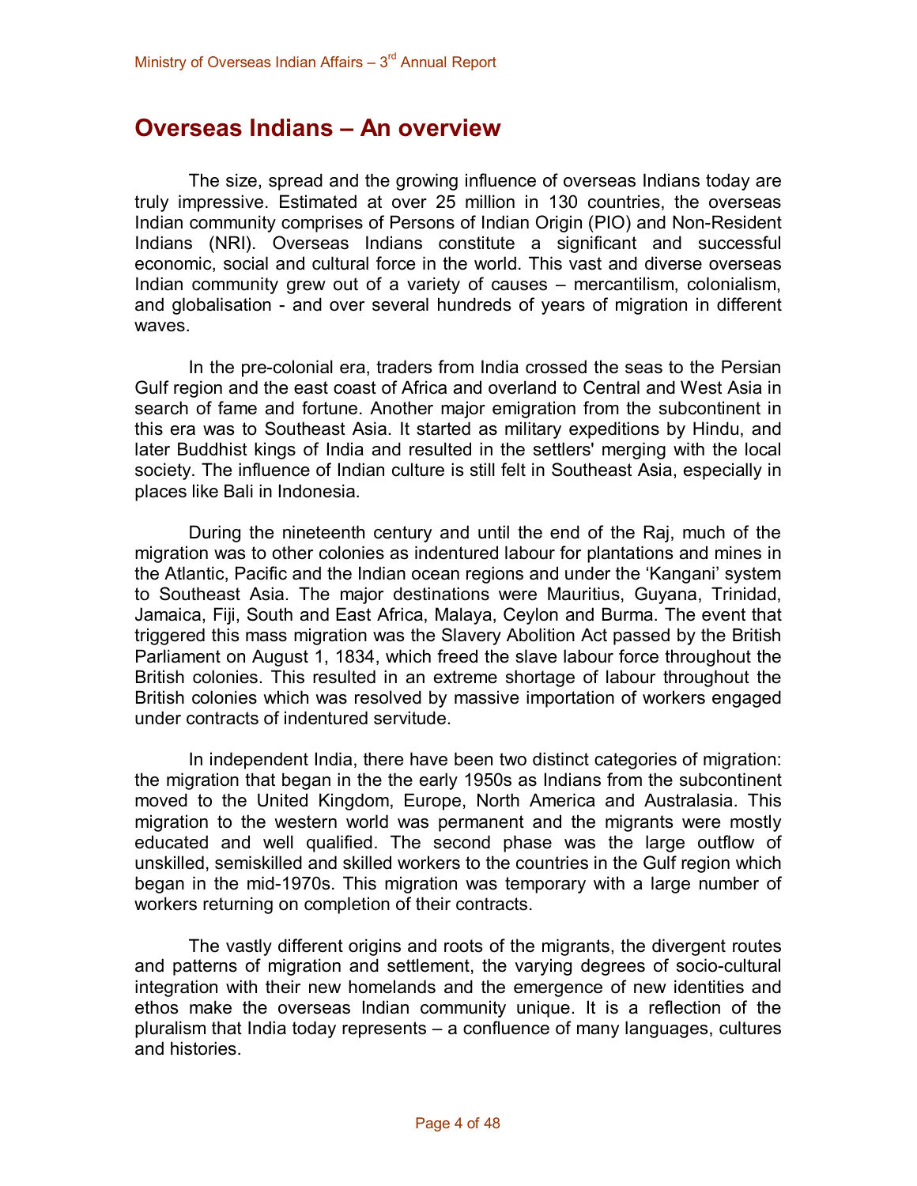# Overseas Indians – An overview

The size, spread and the growing influence of overseas Indians today are truly impressive. Estimated at over 25 million in 130 countries, the overseas Indian community comprises of Persons of Indian Origin (PIO) and Non-Resident Indians (NRI). Overseas Indians constitute a significant and successful economic, social and cultural force in the world. This vast and diverse overseas Indian community grew out of a variety of causes – mercantilism, colonialism, and globalisation - and over several hundreds of years of migration in different waves.

In the pre-colonial era, traders from India crossed the seas to the Persian Gulf region and the east coast of Africa and overland to Central and West Asia in search of fame and fortune. Another major emigration from the subcontinent in this era was to Southeast Asia. It started as military expeditions by Hindu, and later Buddhist kings of India and resulted in the settlers' merging with the local society. The influence of Indian culture is still felt in Southeast Asia, especially in places like Bali in Indonesia.

During the nineteenth century and until the end of the Raj, much of the migration was to other colonies as indentured labour for plantations and mines in the Atlantic, Pacific and the Indian ocean regions and under the 'Kangani' system to Southeast Asia. The major destinations were Mauritius, Guyana, Trinidad, Jamaica, Fiji, South and East Africa, Malaya, Ceylon and Burma. The event that triggered this mass migration was the Slavery Abolition Act passed by the British Parliament on August 1, 1834, which freed the slave labour force throughout the British colonies. This resulted in an extreme shortage of labour throughout the British colonies which was resolved by massive importation of workers engaged under contracts of indentured servitude.

In independent India, there have been two distinct categories of migration: the migration that began in the the early 1950s as Indians from the subcontinent moved to the United Kingdom, Europe, North America and Australasia. This migration to the western world was permanent and the migrants were mostly educated and well qualified. The second phase was the large outflow of unskilled, semiskilled and skilled workers to the countries in the Gulf region which began in the mid-1970s. This migration was temporary with a large number of workers returning on completion of their contracts.

The vastly different origins and roots of the migrants, the divergent routes and patterns of migration and settlement, the varying degrees of socio-cultural integration with their new homelands and the emergence of new identities and ethos make the overseas Indian community unique. It is a reflection of the pluralism that India today represents – a confluence of many languages, cultures and histories.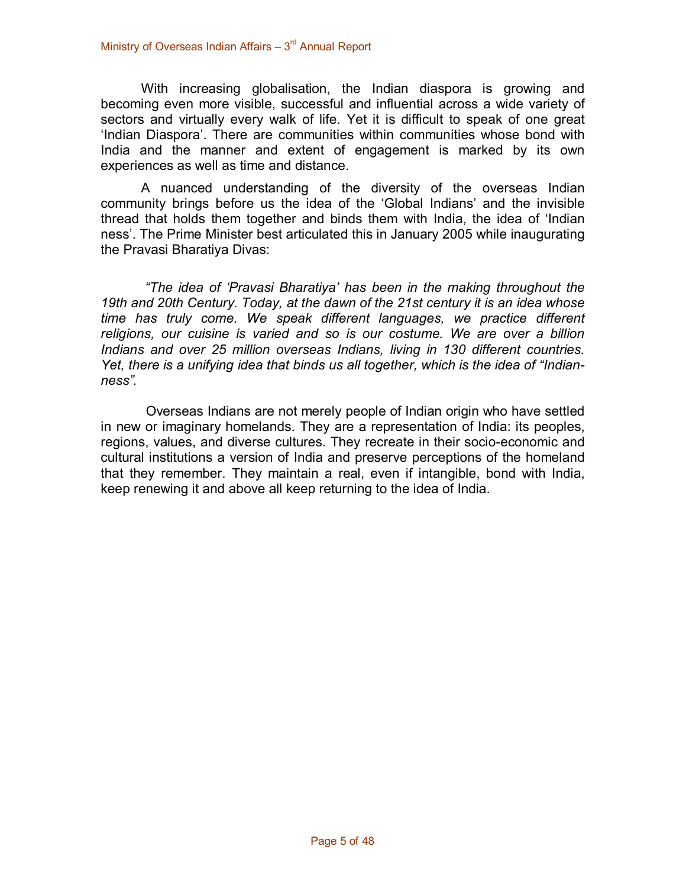With increasing globalisation, the Indian diaspora is growing and becoming even more visible, successful and influential across a wide variety of sectors and virtually every walk of life. Yet it is difficult to speak of one great 'Indian Diaspora'. There are communities within communities whose bond with India and the manner and extent of engagement is marked by its own experiences as well as time and distance.

A nuanced understanding of the diversity of the overseas Indian community brings before us the idea of the 'Global Indians' and the invisible thread that holds them together and binds them with India, the idea of 'Indian ness'. The Prime Minister best articulated this in January 2005 while inaugurating the Pravasi Bharatiya Divas:

> *"The idea of 'Pravasi Bharatiya' has been in the making throughout the 19th and 20th Century. Today, at the dawn of the 21st century it is an idea whose time has truly come. We speak different languages, we practice different religions, our cuisine is varied and so is our costume. We are over a billion Indians and over 25 million overseas Indians, living in 130 different countries. Yet, there is a unifying idea that binds us all together, which is the idea of "Indian-ness".*

Overseas Indians are not merely people of Indian origin who have settled in new or imaginary homelands. They are a representation of India: its peoples, regions, values, and diverse cultures. They recreate in their socio-economic and cultural institutions a version of India and preserve perceptions of the homeland that they remember. They maintain a real, even if intangible, bond with India, keep renewing it and above all keep returning to the idea of India.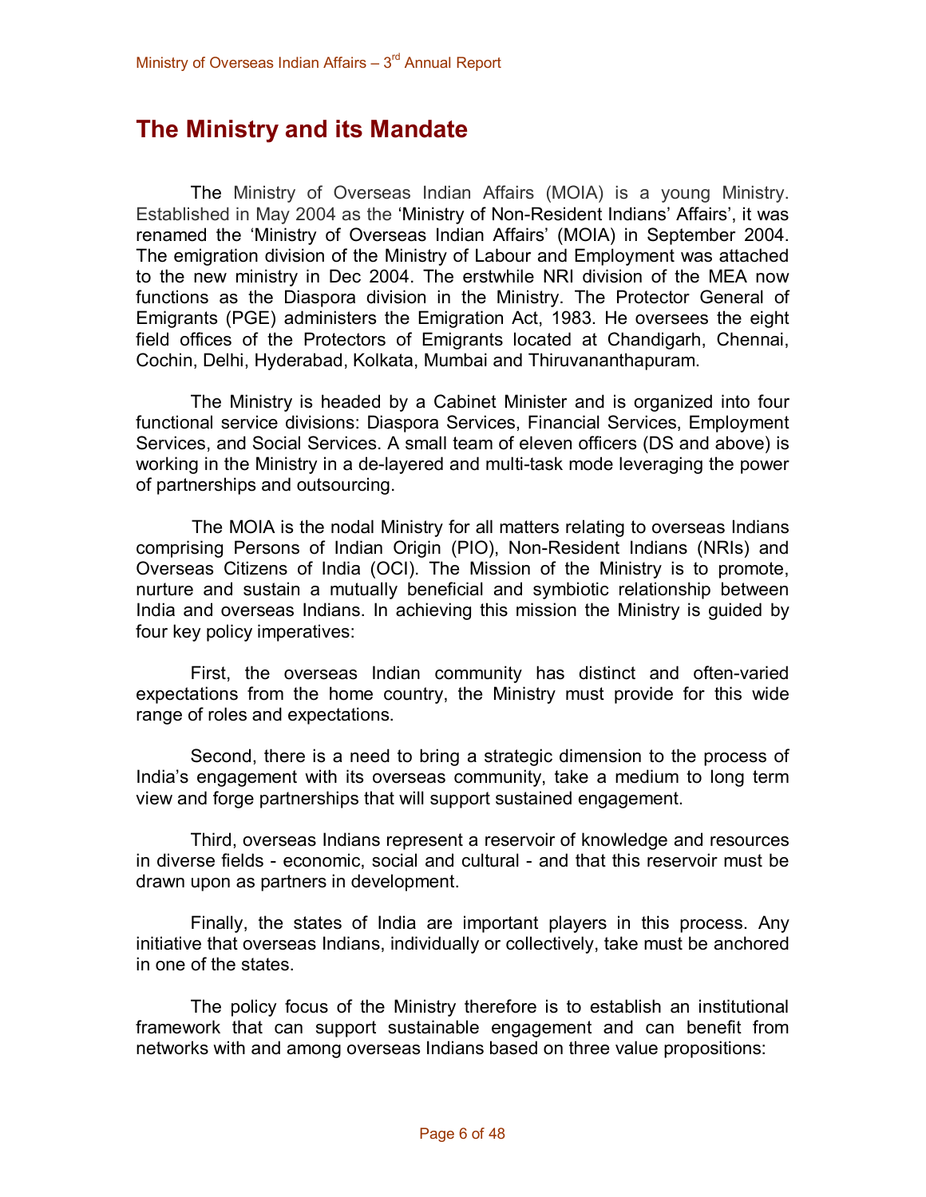## The Ministry and its Mandate

The Ministry of Overseas Indian Affairs (MOIA) is a young Ministry. Established in May 2004 as the 'Ministry of Non-Resident Indians' Affairs', it was renamed the 'Ministry of Overseas Indian Affairs' (MOIA) in September 2004. The emigration division of the Ministry of Labour and Employment was attached to the new ministry in Dec 2004. The erstwhile NRI division of the MEA now functions as the Diaspora division in the Ministry. The Protector General of Emigrants (PGE) administers the Emigration Act, 1983. He oversees the eight field offices of the Protectors of Emigrants located at Chandigarh, Chennai, Cochin, Delhi, Hyderabad, Kolkata, Mumbai and Thiruvananthapuram.

The Ministry is headed by a Cabinet Minister and is organized into four functional service divisions: Diaspora Services, Financial Services, Employment Services, and Social Services. A small team of eleven officers (DS and above) is working in the Ministry in a de-layered and multi-task mode leveraging the power of partnerships and outsourcing.

The MOIA is the nodal Ministry for all matters relating to overseas Indians comprising Persons of Indian Origin (PIO), Non-Resident Indians (NRIs) and Overseas Citizens of India (OCI). The Mission of the Ministry is to promote, nurture and sustain a mutually beneficial and symbiotic relationship between India and overseas Indians. In achieving this mission the Ministry is guided by four key policy imperatives:

First, the overseas Indian community has distinct and often-varied expectations from the home country, the Ministry must provide for this wide range of roles and expectations.

Second, there is a need to bring a strategic dimension to the process of India's engagement with its overseas community, take a medium to long term view and forge partnerships that will support sustained engagement.

Third, overseas Indians represent a reservoir of knowledge and resources in diverse fields - economic, social and cultural - and that this reservoir must be drawn upon as partners in development.

Finally, the states of India are important players in this process. Any initiative that overseas Indians, individually or collectively, take must be anchored in one of the states.

The policy focus of the Ministry therefore is to establish an institutional framework that can support sustainable engagement and can benefit from networks with and among overseas Indians based on three value propositions: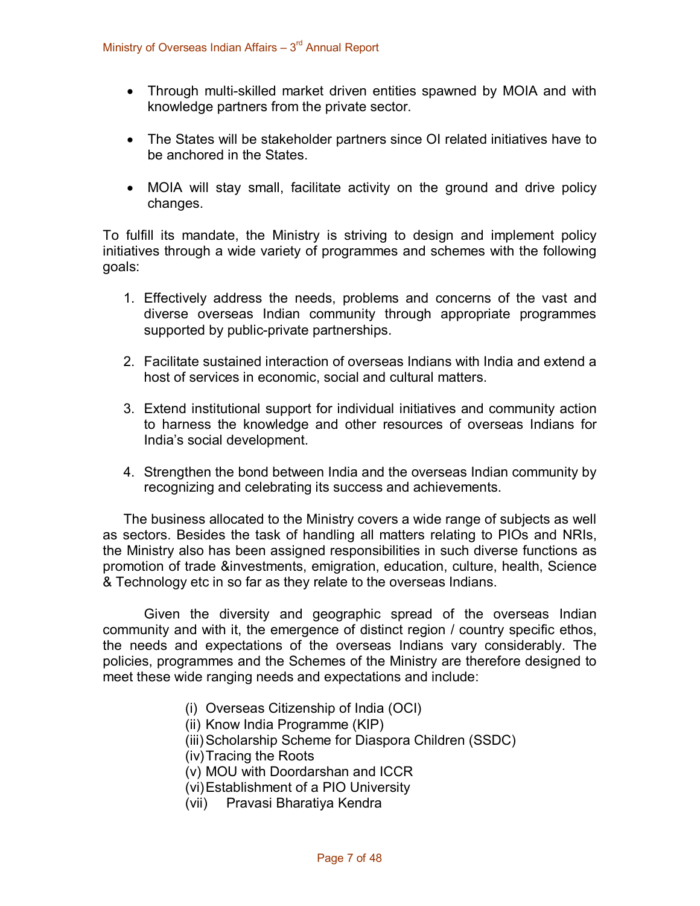- Through multi-skilled market driven entities spawned by MOIA and with knowledge partners from the private sector.

- The States will be stakeholder partners since OI related initiatives have to be anchored in the States.

- MOIA will stay small, facilitate activity on the ground and drive policy changes.

To fulfill its mandate, the Ministry is striving to design and implement policy initiatives through a wide variety of programmes and schemes with the following goals:

1. Effectively address the needs, problems and concerns of the vast and diverse overseas Indian community through appropriate programmes supported by public-private partnerships.

2. Facilitate sustained interaction of overseas Indians with India and extend a host of services in economic, social and cultural matters.

3. Extend institutional support for individual initiatives and community action to harness the knowledge and other resources of overseas Indians for India's social development.

4. Strengthen the bond between India and the overseas Indian community by recognizing and celebrating its success and achievements.

The business allocated to the Ministry covers a wide range of subjects as well as sectors. Besides the task of handling all matters relating to PIOs and NRIs, the Ministry also has been assigned responsibilities in such diverse functions as promotion of trade &investments, emigration, education, culture, health, Science & Technology etc in so far as they relate to the overseas Indians.

Given the diversity and geographic spread of the overseas Indian community and with it, the emergence of distinct region / country specific ethos, the needs and expectations of the overseas Indians vary considerably. The policies, programmes and the Schemes of the Ministry are therefore designed to meet these wide ranging needs and expectations and include:

(i) Overseas Citizenship of India (OCI)
(ii) Know India Programme (KIP)
(iii) Scholarship Scheme for Diaspora Children (SSDC)
(iv) Tracing the Roots
(v) MOU with Doordarshan and ICCR
(vi) Establishment of a PIO University
(vii) Pravasi Bharatiya Kendra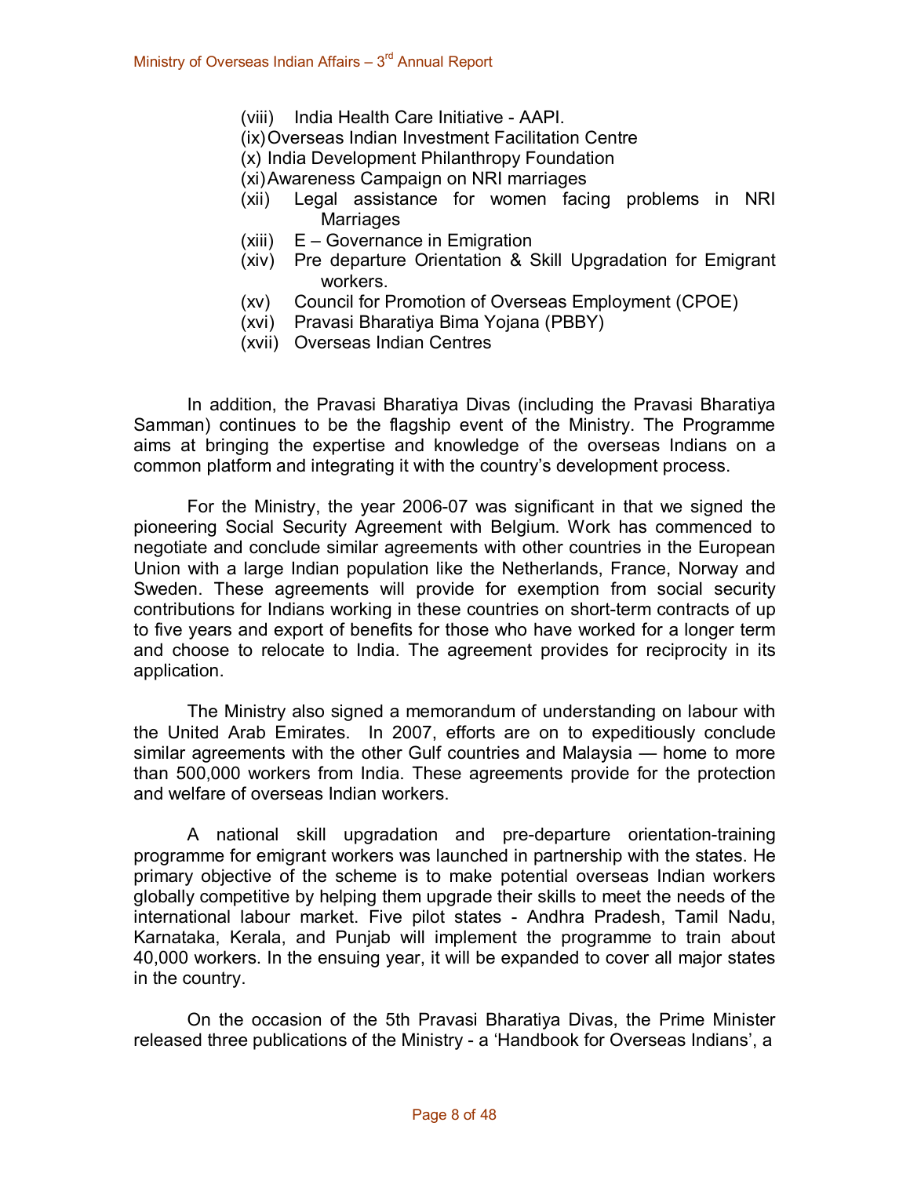(viii) India Health Care Initiative - AAPI.
(ix) Overseas Indian Investment Facilitation Centre
(x) India Development Philanthropy Foundation
(xi) Awareness Campaign on NRI marriages
(xii) Legal assistance for women facing problems in NRI Marriages
(xiii) E – Governance in Emigration
(xiv) Pre departure Orientation & Skill Upgradation for Emigrant workers.
(xv) Council for Promotion of Overseas Employment (CPOE)
(xvi) Pravasi Bharatiya Bima Yojana (PBBY)
(xvii) Overseas Indian Centres

In addition, the Pravasi Bharatiya Divas (including the Pravasi Bharatiya Samman) continues to be the flagship event of the Ministry. The Programme aims at bringing the expertise and knowledge of the overseas Indians on a common platform and integrating it with the country's development process.

For the Ministry, the year 2006-07 was significant in that we signed the pioneering Social Security Agreement with Belgium. Work has commenced to negotiate and conclude similar agreements with other countries in the European Union with a large Indian population like the Netherlands, France, Norway and Sweden. These agreements will provide for exemption from social security contributions for Indians working in these countries on short-term contracts of up to five years and export of benefits for those who have worked for a longer term and choose to relocate to India. The agreement provides for reciprocity in its application.

The Ministry also signed a memorandum of understanding on labour with the United Arab Emirates. In 2007, efforts are on to expeditiously conclude similar agreements with the other Gulf countries and Malaysia — home to more than 500,000 workers from India. These agreements provide for the protection and welfare of overseas Indian workers.

A national skill upgradation and pre-departure orientation-training programme for emigrant workers was launched in partnership with the states. He primary objective of the scheme is to make potential overseas Indian workers globally competitive by helping them upgrade their skills to meet the needs of the international labour market. Five pilot states - Andhra Pradesh, Tamil Nadu, Karnataka, Kerala, and Punjab will implement the programme to train about 40,000 workers. In the ensuing year, it will be expanded to cover all major states in the country.

On the occasion of the 5th Pravasi Bharatiya Divas, the Prime Minister released three publications of the Ministry - a 'Handbook for Overseas Indians', a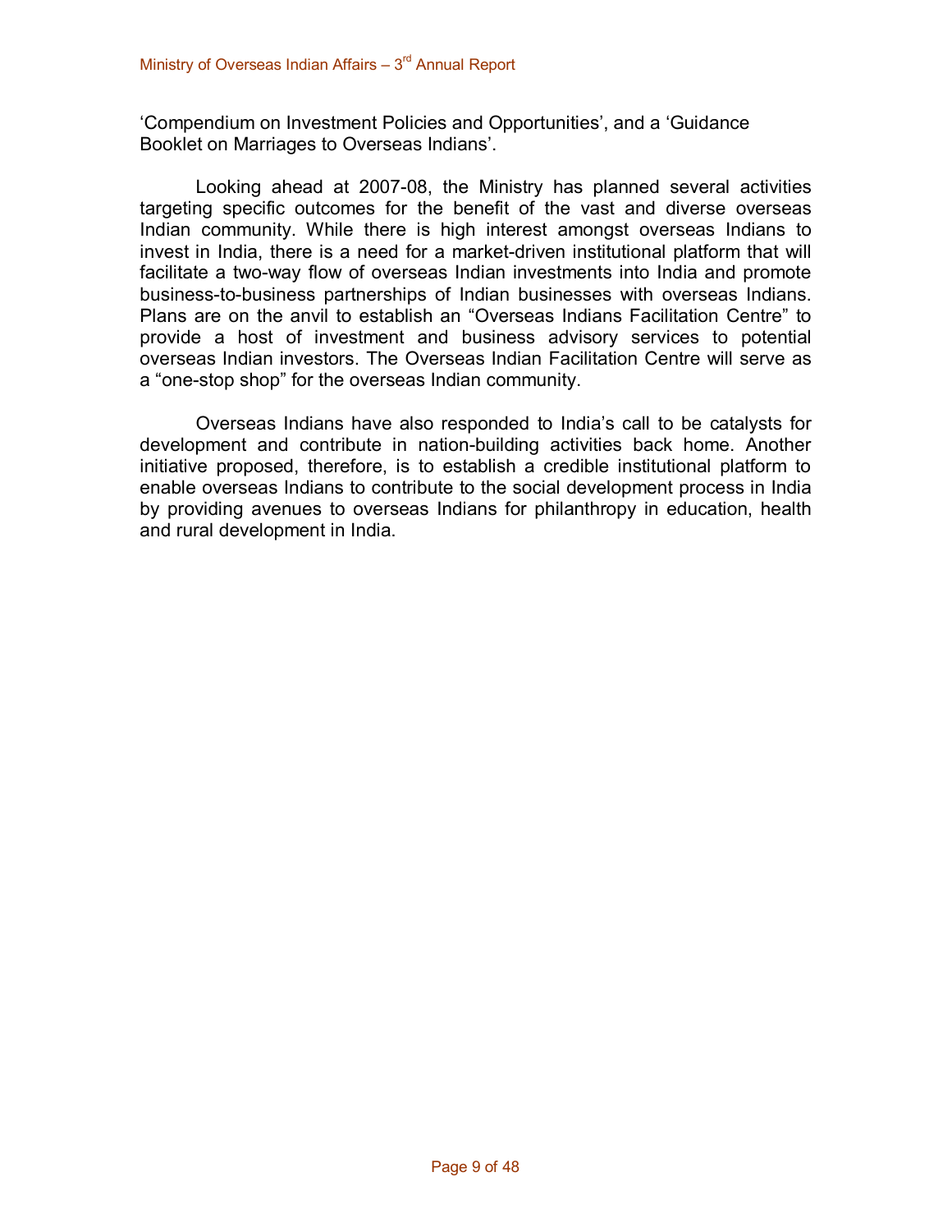'Compendium on Investment Policies and Opportunities', and a 'Guidance Booklet on Marriages to Overseas Indians'.

Looking ahead at 2007-08, the Ministry has planned several activities targeting specific outcomes for the benefit of the vast and diverse overseas Indian community. While there is high interest amongst overseas Indians to invest in India, there is a need for a market-driven institutional platform that will facilitate a two-way flow of overseas Indian investments into India and promote business-to-business partnerships of Indian businesses with overseas Indians. Plans are on the anvil to establish an "Overseas Indians Facilitation Centre" to provide a host of investment and business advisory services to potential overseas Indian investors. The Overseas Indian Facilitation Centre will serve as a "one-stop shop" for the overseas Indian community.

Overseas Indians have also responded to India's call to be catalysts for development and contribute in nation-building activities back home. Another initiative proposed, therefore, is to establish a credible institutional platform to enable overseas Indians to contribute to the social development process in India by providing avenues to overseas Indians for philanthropy in education, health and rural development in India.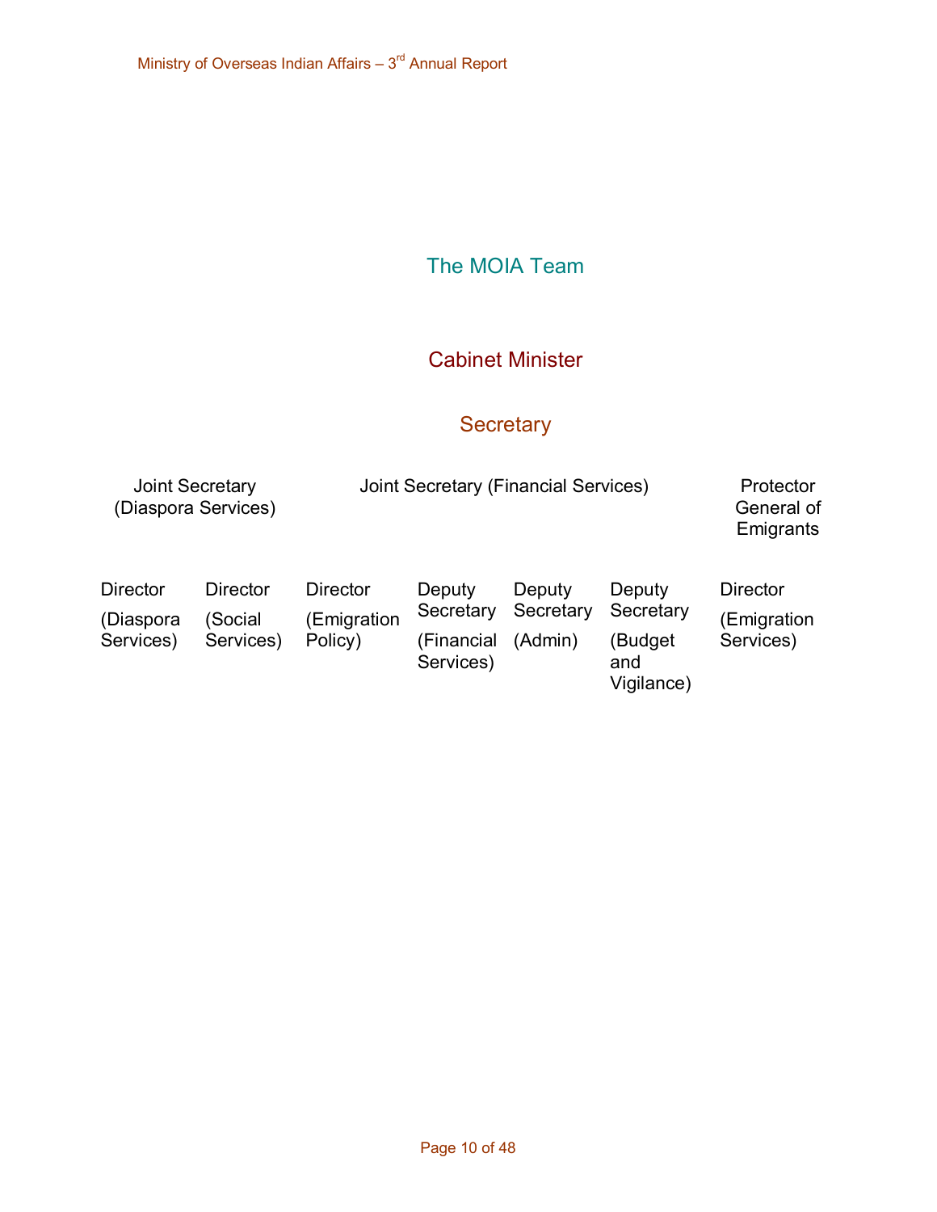## The MOIA Team

### Cabinet Minister

### Secretary

| Joint Secretary (Diaspora Services) | | | Joint Secretary (Financial Services) | | | Protector General of Emigrants |
|---|---|---|---|---|---|---|
| Director (Diaspora Services) | Director (Social Services) | Director (Emigration Policy) | Deputy Secretary (Financial Services) | Deputy Secretary (Admin) | Deputy Secretary (Budget and Vigilance) | Director (Emigration Services) |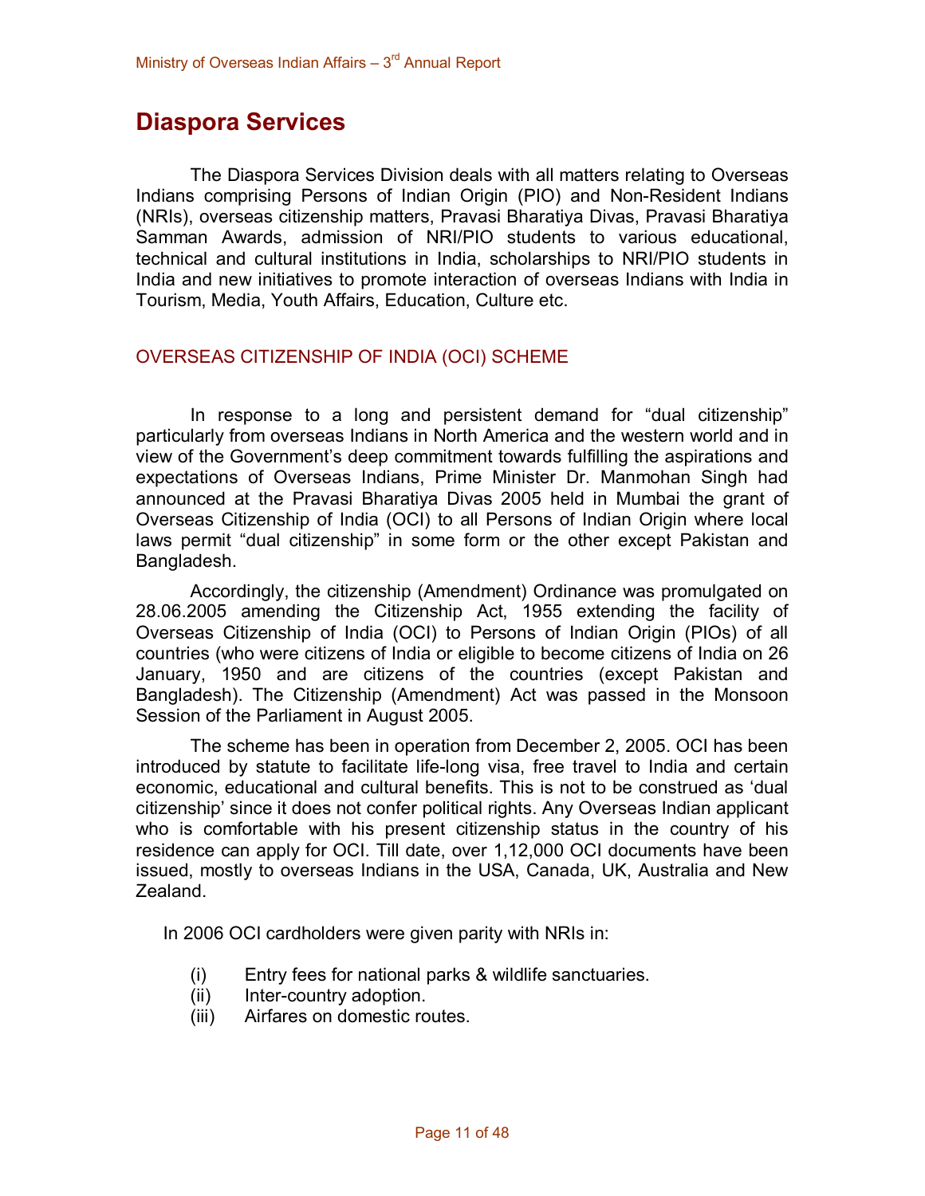# Diaspora Services

The Diaspora Services Division deals with all matters relating to Overseas Indians comprising Persons of Indian Origin (PIO) and Non-Resident Indians (NRIs), overseas citizenship matters, Pravasi Bharatiya Divas, Pravasi Bharatiya Samman Awards, admission of NRI/PIO students to various educational, technical and cultural institutions in India, scholarships to NRI/PIO students in India and new initiatives to promote interaction of overseas Indians with India in Tourism, Media, Youth Affairs, Education, Culture etc.

## OVERSEAS CITIZENSHIP OF INDIA (OCI) SCHEME

In response to a long and persistent demand for "dual citizenship" particularly from overseas Indians in North America and the western world and in view of the Government's deep commitment towards fulfilling the aspirations and expectations of Overseas Indians, Prime Minister Dr. Manmohan Singh had announced at the Pravasi Bharatiya Divas 2005 held in Mumbai the grant of Overseas Citizenship of India (OCI) to all Persons of Indian Origin where local laws permit "dual citizenship" in some form or the other except Pakistan and Bangladesh.

Accordingly, the citizenship (Amendment) Ordinance was promulgated on 28.06.2005 amending the Citizenship Act, 1955 extending the facility of Overseas Citizenship of India (OCI) to Persons of Indian Origin (PIOs) of all countries (who were citizens of India or eligible to become citizens of India on 26 January, 1950 and are citizens of the countries (except Pakistan and Bangladesh). The Citizenship (Amendment) Act was passed in the Monsoon Session of the Parliament in August 2005.

The scheme has been in operation from December 2, 2005. OCI has been introduced by statute to facilitate life-long visa, free travel to India and certain economic, educational and cultural benefits. This is not to be construed as 'dual citizenship' since it does not confer political rights. Any Overseas Indian applicant who is comfortable with his present citizenship status in the country of his residence can apply for OCI. Till date, over 1,12,000 OCI documents have been issued, mostly to overseas Indians in the USA, Canada, UK, Australia and New Zealand.

In 2006 OCI cardholders were given parity with NRIs in:

(i) Entry fees for national parks & wildlife sanctuaries.
(ii) Inter-country adoption.
(iii) Airfares on domestic routes.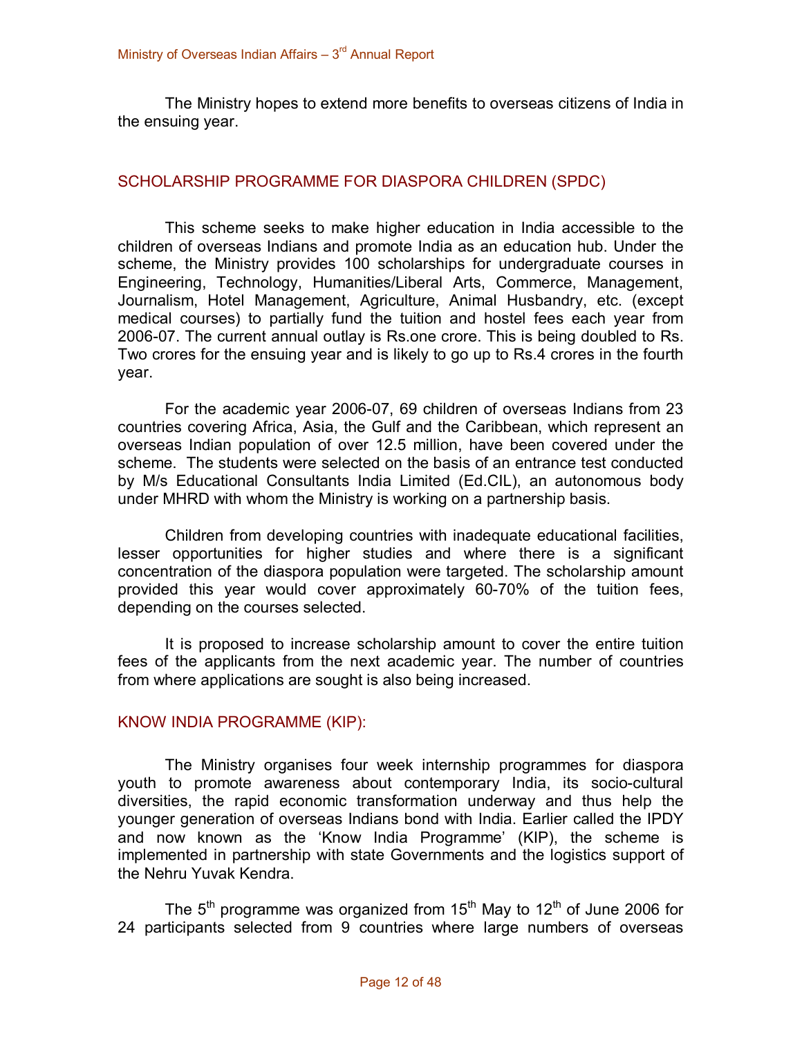The Ministry hopes to extend more benefits to overseas citizens of India in the ensuing year.

## SCHOLARSHIP PROGRAMME FOR DIASPORA CHILDREN (SPDC)

This scheme seeks to make higher education in India accessible to the children of overseas Indians and promote India as an education hub. Under the scheme, the Ministry provides 100 scholarships for undergraduate courses in Engineering, Technology, Humanities/Liberal Arts, Commerce, Management, Journalism, Hotel Management, Agriculture, Animal Husbandry, etc. (except medical courses) to partially fund the tuition and hostel fees each year from 2006-07. The current annual outlay is Rs.one crore. This is being doubled to Rs. Two crores for the ensuing year and is likely to go up to Rs.4 crores in the fourth year.

For the academic year 2006-07, 69 children of overseas Indians from 23 countries covering Africa, Asia, the Gulf and the Caribbean, which represent an overseas Indian population of over 12.5 million, have been covered under the scheme. The students were selected on the basis of an entrance test conducted by M/s Educational Consultants India Limited (Ed.CIL), an autonomous body under MHRD with whom the Ministry is working on a partnership basis.

Children from developing countries with inadequate educational facilities, lesser opportunities for higher studies and where there is a significant concentration of the diaspora population were targeted. The scholarship amount provided this year would cover approximately 60-70% of the tuition fees, depending on the courses selected.

It is proposed to increase scholarship amount to cover the entire tuition fees of the applicants from the next academic year. The number of countries from where applications are sought is also being increased.

## KNOW INDIA PROGRAMME (KIP):

The Ministry organises four week internship programmes for diaspora youth to promote awareness about contemporary India, its socio-cultural diversities, the rapid economic transformation underway and thus help the younger generation of overseas Indians bond with India. Earlier called the IPDY and now known as the 'Know India Programme' (KIP), the scheme is implemented in partnership with state Governments and the logistics support of the Nehru Yuvak Kendra.

The 5th programme was organized from 15th May to 12th of June 2006 for 24 participants selected from 9 countries where large numbers of overseas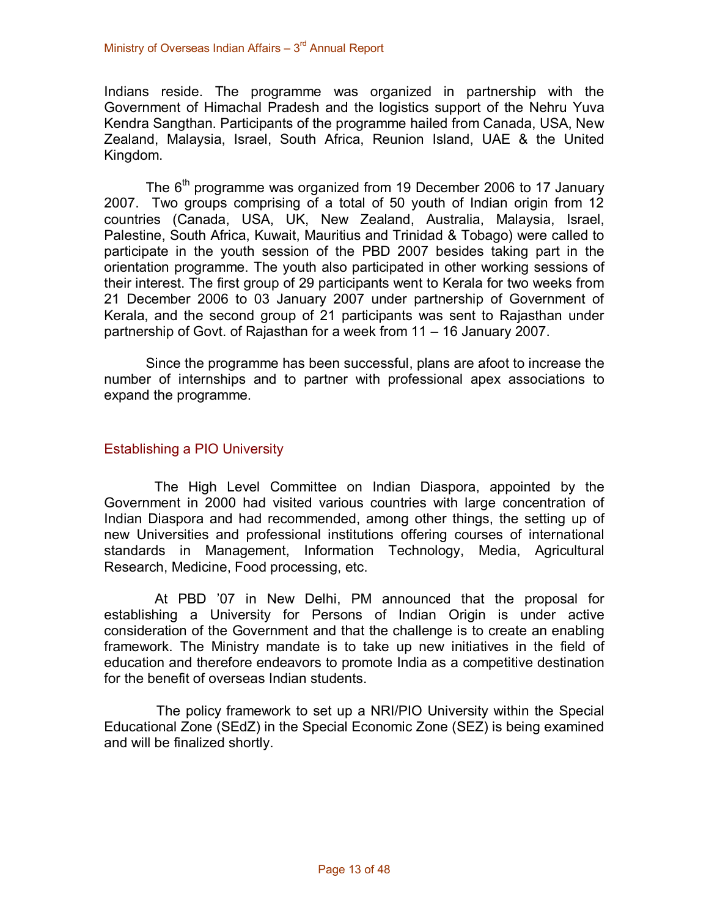Indians reside. The programme was organized in partnership with the Government of Himachal Pradesh and the logistics support of the Nehru Yuva Kendra Sangthan. Participants of the programme hailed from Canada, USA, New Zealand, Malaysia, Israel, South Africa, Reunion Island, UAE & the United Kingdom.

The 6th programme was organized from 19 December 2006 to 17 January 2007. Two groups comprising of a total of 50 youth of Indian origin from 12 countries (Canada, USA, UK, New Zealand, Australia, Malaysia, Israel, Palestine, South Africa, Kuwait, Mauritius and Trinidad & Tobago) were called to participate in the youth session of the PBD 2007 besides taking part in the orientation programme. The youth also participated in other working sessions of their interest. The first group of 29 participants went to Kerala for two weeks from 21 December 2006 to 03 January 2007 under partnership of Government of Kerala, and the second group of 21 participants was sent to Rajasthan under partnership of Govt. of Rajasthan for a week from 11 – 16 January 2007.

Since the programme has been successful, plans are afoot to increase the number of internships and to partner with professional apex associations to expand the programme.

## Establishing a PIO University

The High Level Committee on Indian Diaspora, appointed by the Government in 2000 had visited various countries with large concentration of Indian Diaspora and had recommended, among other things, the setting up of new Universities and professional institutions offering courses of international standards in Management, Information Technology, Media, Agricultural Research, Medicine, Food processing, etc.

At PBD '07 in New Delhi, PM announced that the proposal for establishing a University for Persons of Indian Origin is under active consideration of the Government and that the challenge is to create an enabling framework. The Ministry mandate is to take up new initiatives in the field of education and therefore endeavors to promote India as a competitive destination for the benefit of overseas Indian students.

The policy framework to set up a NRI/PIO University within the Special Educational Zone (SEdZ) in the Special Economic Zone (SEZ) is being examined and will be finalized shortly.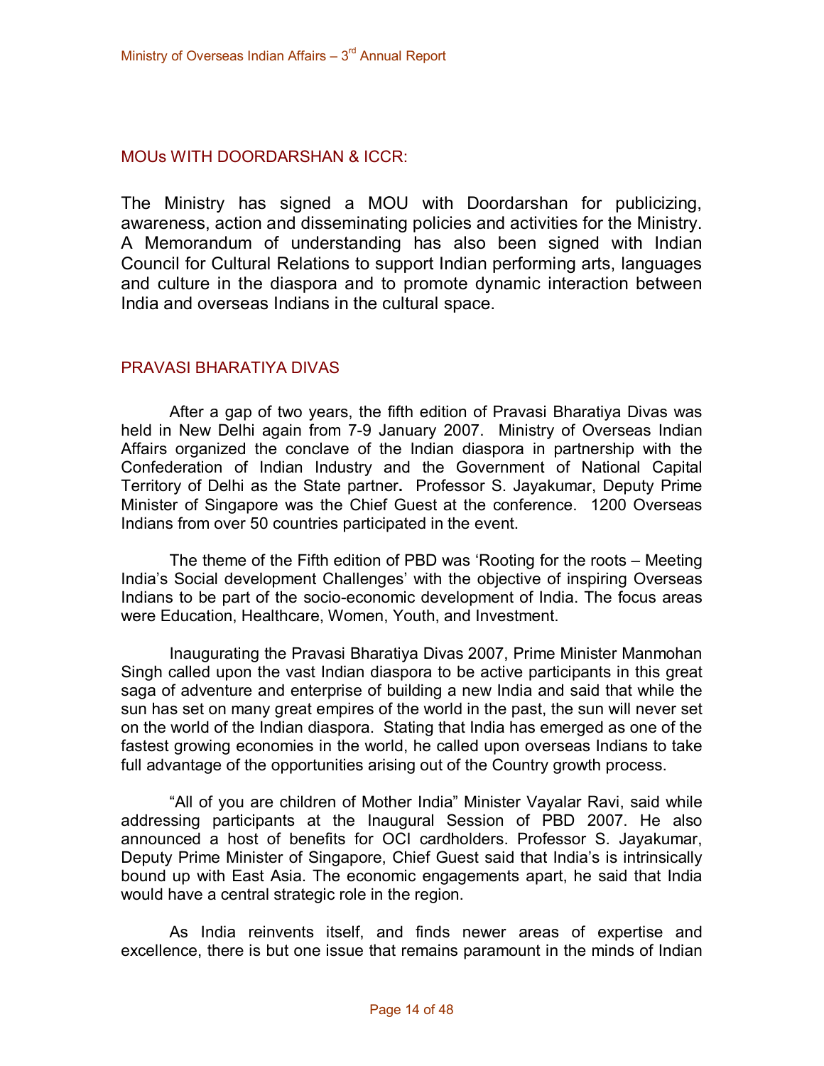## MOUs WITH DOORDARSHAN & ICCR:

The Ministry has signed a MOU with Doordarshan for publicizing, awareness, action and disseminating policies and activities for the Ministry. A Memorandum of understanding has also been signed with Indian Council for Cultural Relations to support Indian performing arts, languages and culture in the diaspora and to promote dynamic interaction between India and overseas Indians in the cultural space.

## PRAVASI BHARATIYA DIVAS

After a gap of two years, the fifth edition of Pravasi Bharatiya Divas was held in New Delhi again from 7-9 January 2007. Ministry of Overseas Indian Affairs organized the conclave of the Indian diaspora in partnership with the Confederation of Indian Industry and the Government of National Capital Territory of Delhi as the State partner**.** Professor S. Jayakumar, Deputy Prime Minister of Singapore was the Chief Guest at the conference. 1200 Overseas Indians from over 50 countries participated in the event.

The theme of the Fifth edition of PBD was 'Rooting for the roots – Meeting India's Social development Challenges' with the objective of inspiring Overseas Indians to be part of the socio-economic development of India. The focus areas were Education, Healthcare, Women, Youth, and Investment.

Inaugurating the Pravasi Bharatiya Divas 2007, Prime Minister Manmohan Singh called upon the vast Indian diaspora to be active participants in this great saga of adventure and enterprise of building a new India and said that while the sun has set on many great empires of the world in the past, the sun will never set on the world of the Indian diaspora. Stating that India has emerged as one of the fastest growing economies in the world, he called upon overseas Indians to take full advantage of the opportunities arising out of the Country growth process.

"All of you are children of Mother India" Minister Vayalar Ravi, said while addressing participants at the Inaugural Session of PBD 2007. He also announced a host of benefits for OCI cardholders. Professor S. Jayakumar, Deputy Prime Minister of Singapore, Chief Guest said that India's is intrinsically bound up with East Asia. The economic engagements apart, he said that India would have a central strategic role in the region.

As India reinvents itself, and finds newer areas of expertise and excellence, there is but one issue that remains paramount in the minds of Indian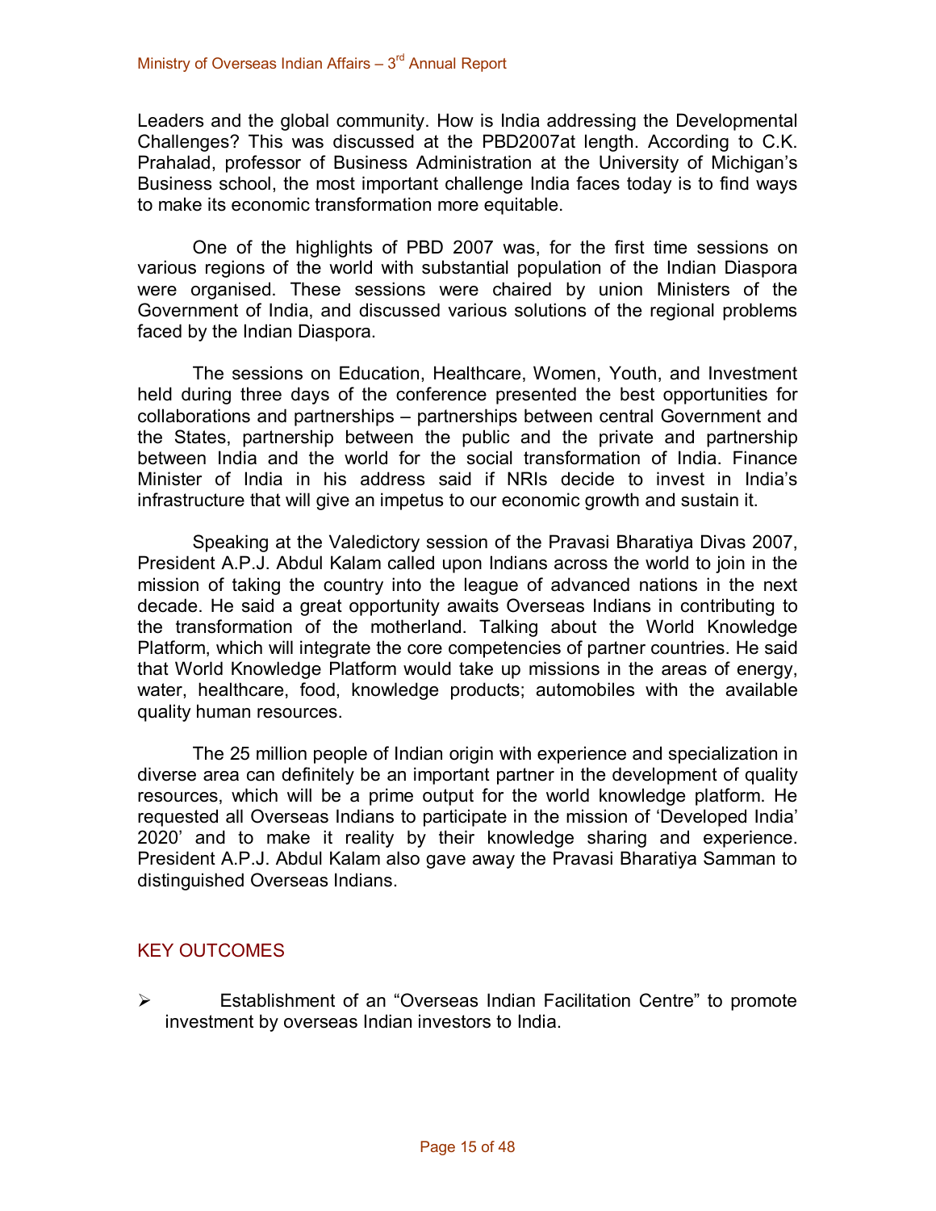Leaders and the global community. How is India addressing the Developmental Challenges? This was discussed at the PBD2007at length. According to C.K. Prahalad, professor of Business Administration at the University of Michigan's Business school, the most important challenge India faces today is to find ways to make its economic transformation more equitable.

One of the highlights of PBD 2007 was, for the first time sessions on various regions of the world with substantial population of the Indian Diaspora were organised. These sessions were chaired by union Ministers of the Government of India, and discussed various solutions of the regional problems faced by the Indian Diaspora.

The sessions on Education, Healthcare, Women, Youth, and Investment held during three days of the conference presented the best opportunities for collaborations and partnerships – partnerships between central Government and the States, partnership between the public and the private and partnership between India and the world for the social transformation of India. Finance Minister of India in his address said if NRIs decide to invest in India's infrastructure that will give an impetus to our economic growth and sustain it.

Speaking at the Valedictory session of the Pravasi Bharatiya Divas 2007, President A.P.J. Abdul Kalam called upon Indians across the world to join in the mission of taking the country into the league of advanced nations in the next decade. He said a great opportunity awaits Overseas Indians in contributing to the transformation of the motherland. Talking about the World Knowledge Platform, which will integrate the core competencies of partner countries. He said that World Knowledge Platform would take up missions in the areas of energy, water, healthcare, food, knowledge products; automobiles with the available quality human resources.

The 25 million people of Indian origin with experience and specialization in diverse area can definitely be an important partner in the development of quality resources, which will be a prime output for the world knowledge platform. He requested all Overseas Indians to participate in the mission of 'Developed India' 2020' and to make it reality by their knowledge sharing and experience. President A.P.J. Abdul Kalam also gave away the Pravasi Bharatiya Samman to distinguished Overseas Indians.

## KEY OUTCOMES

- Establishment of an "Overseas Indian Facilitation Centre" to promote investment by overseas Indian investors to India.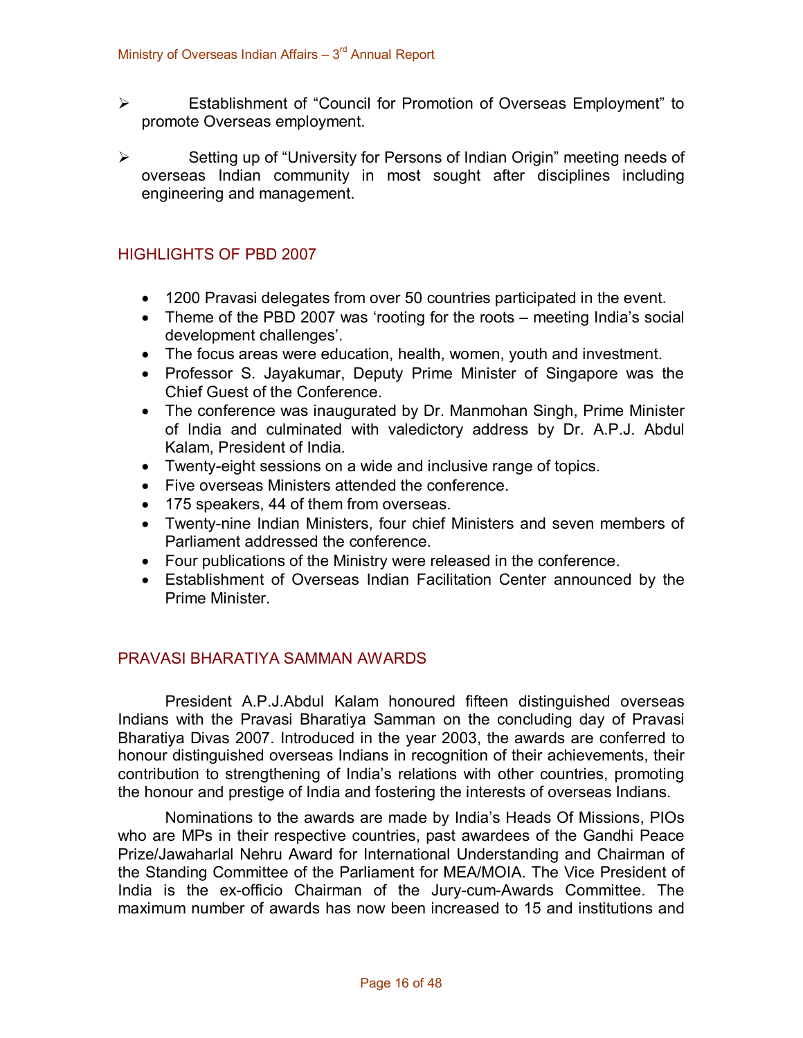- Establishment of "Council for Promotion of Overseas Employment" to promote Overseas employment.

- Setting up of "University for Persons of Indian Origin" meeting needs of overseas Indian community in most sought after disciplines including engineering and management.

## HIGHLIGHTS OF PBD 2007

- 1200 Pravasi delegates from over 50 countries participated in the event.
- Theme of the PBD 2007 was 'rooting for the roots – meeting India's social development challenges'.
- The focus areas were education, health, women, youth and investment.
- Professor S. Jayakumar, Deputy Prime Minister of Singapore was the Chief Guest of the Conference.
- The conference was inaugurated by Dr. Manmohan Singh, Prime Minister of India and culminated with valedictory address by Dr. A.P.J. Abdul Kalam, President of India.
- Twenty-eight sessions on a wide and inclusive range of topics.
- Five overseas Ministers attended the conference.
- 175 speakers, 44 of them from overseas.
- Twenty-nine Indian Ministers, four chief Ministers and seven members of Parliament addressed the conference.
- Four publications of the Ministry were released in the conference.
- Establishment of Overseas Indian Facilitation Center announced by the Prime Minister.

## PRAVASI BHARATIYA SAMMAN AWARDS

President A.P.J.Abdul Kalam honoured fifteen distinguished overseas Indians with the Pravasi Bharatiya Samman on the concluding day of Pravasi Bharatiya Divas 2007. Introduced in the year 2003, the awards are conferred to honour distinguished overseas Indians in recognition of their achievements, their contribution to strengthening of India's relations with other countries, promoting the honour and prestige of India and fostering the interests of overseas Indians.

Nominations to the awards are made by India's Heads Of Missions, PIOs who are MPs in their respective countries, past awardees of the Gandhi Peace Prize/Jawaharlal Nehru Award for International Understanding and Chairman of the Standing Committee of the Parliament for MEA/MOIA. The Vice President of India is the ex-officio Chairman of the Jury-cum-Awards Committee. The maximum number of awards has now been increased to 15 and institutions and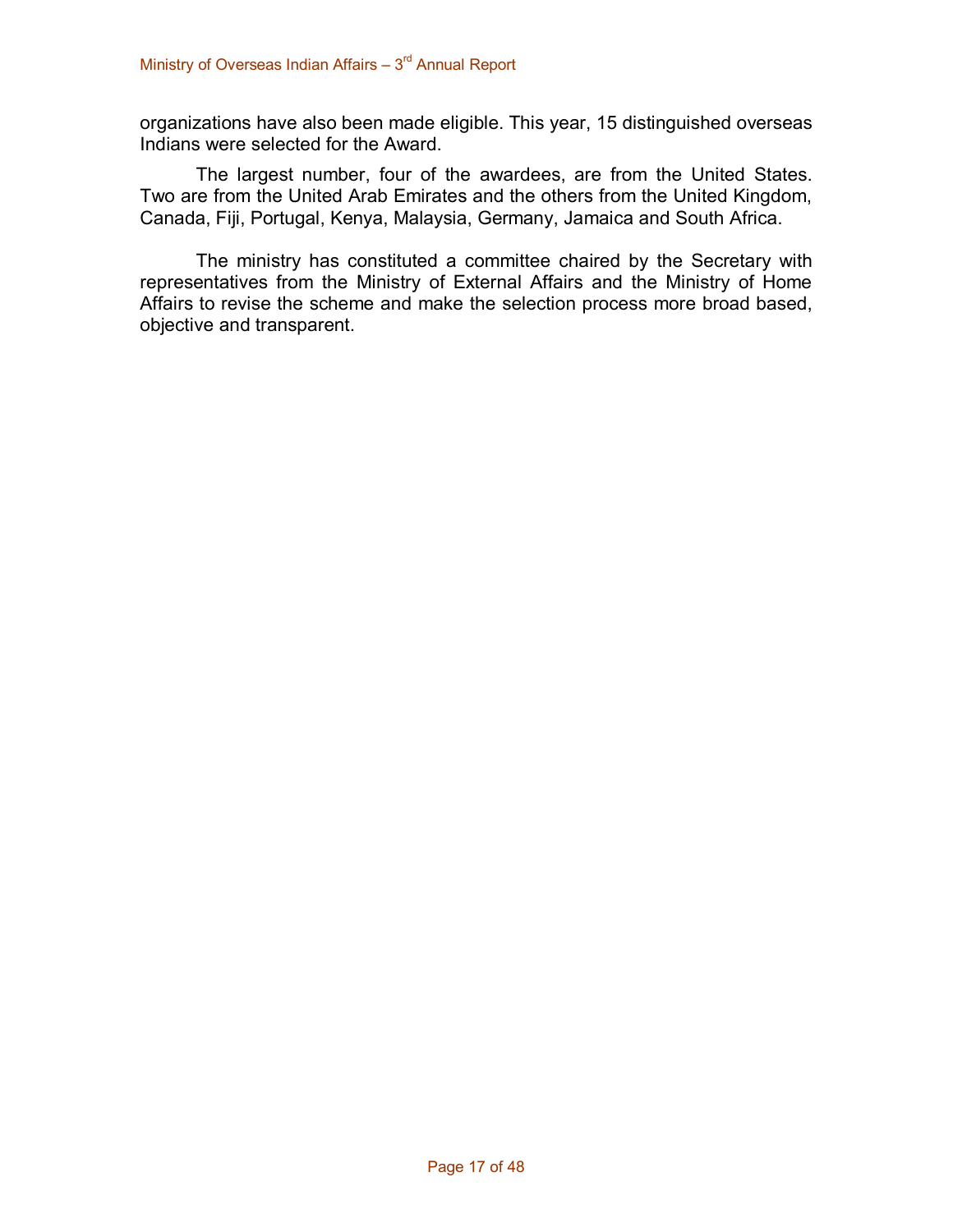organizations have also been made eligible. This year, 15 distinguished overseas Indians were selected for the Award.

The largest number, four of the awardees, are from the United States. Two are from the United Arab Emirates and the others from the United Kingdom, Canada, Fiji, Portugal, Kenya, Malaysia, Germany, Jamaica and South Africa.

The ministry has constituted a committee chaired by the Secretary with representatives from the Ministry of External Affairs and the Ministry of Home Affairs to revise the scheme and make the selection process more broad based, objective and transparent.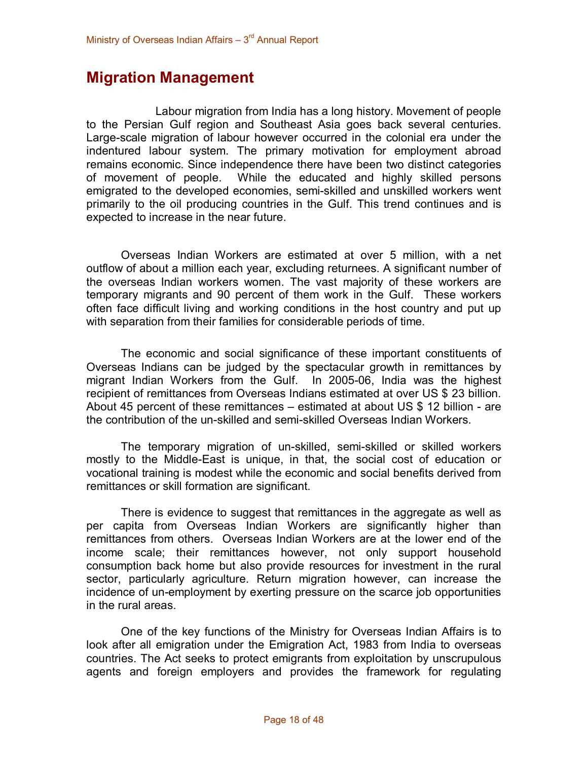# Migration Management

Labour migration from India has a long history. Movement of people to the Persian Gulf region and Southeast Asia goes back several centuries. Large-scale migration of labour however occurred in the colonial era under the indentured labour system. The primary motivation for employment abroad remains economic. Since independence there have been two distinct categories of movement of people. While the educated and highly skilled persons emigrated to the developed economies, semi-skilled and unskilled workers went primarily to the oil producing countries in the Gulf. This trend continues and is expected to increase in the near future.

Overseas Indian Workers are estimated at over 5 million, with a net outflow of about a million each year, excluding returnees. A significant number of the overseas Indian workers women. The vast majority of these workers are temporary migrants and 90 percent of them work in the Gulf. These workers often face difficult living and working conditions in the host country and put up with separation from their families for considerable periods of time.

The economic and social significance of these important constituents of Overseas Indians can be judged by the spectacular growth in remittances by migrant Indian Workers from the Gulf. In 2005-06, India was the highest recipient of remittances from Overseas Indians estimated at over US $ 23 billion. About 45 percent of these remittances – estimated at about US $ 12 billion - are the contribution of the un-skilled and semi-skilled Overseas Indian Workers.

The temporary migration of un-skilled, semi-skilled or skilled workers mostly to the Middle-East is unique, in that, the social cost of education or vocational training is modest while the economic and social benefits derived from remittances or skill formation are significant.

There is evidence to suggest that remittances in the aggregate as well as per capita from Overseas Indian Workers are significantly higher than remittances from others. Overseas Indian Workers are at the lower end of the income scale; their remittances however, not only support household consumption back home but also provide resources for investment in the rural sector, particularly agriculture. Return migration however, can increase the incidence of un-employment by exerting pressure on the scarce job opportunities in the rural areas.

One of the key functions of the Ministry for Overseas Indian Affairs is to look after all emigration under the Emigration Act, 1983 from India to overseas countries. The Act seeks to protect emigrants from exploitation by unscrupulous agents and foreign employers and provides the framework for regulating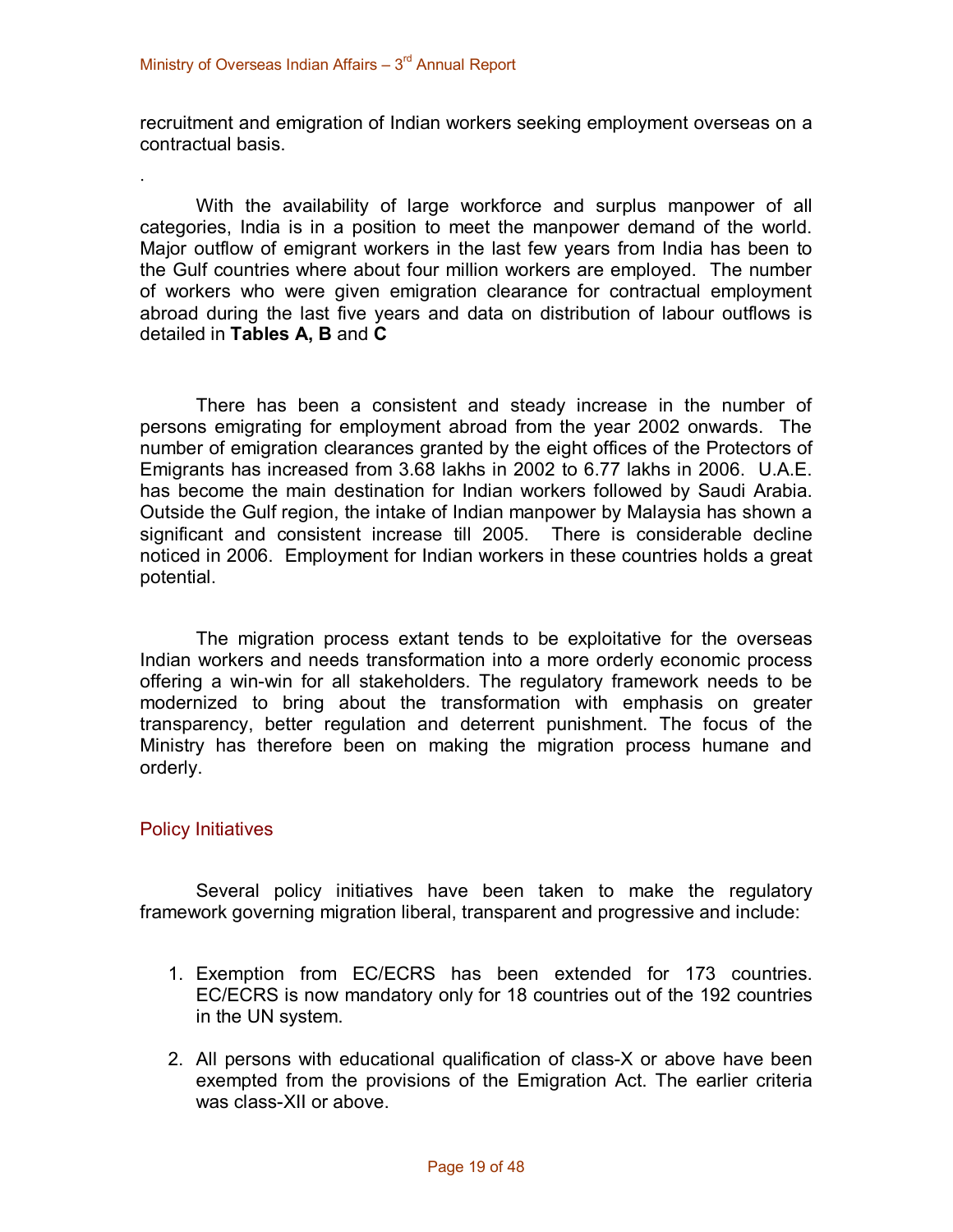recruitment and emigration of Indian workers seeking employment overseas on a contractual basis.

.

With the availability of large workforce and surplus manpower of all categories, India is in a position to meet the manpower demand of the world. Major outflow of emigrant workers in the last few years from India has been to the Gulf countries where about four million workers are employed. The number of workers who were given emigration clearance for contractual employment abroad during the last five years and data on distribution of labour outflows is detailed in **Tables A, B** and **C**

There has been a consistent and steady increase in the number of persons emigrating for employment abroad from the year 2002 onwards. The number of emigration clearances granted by the eight offices of the Protectors of Emigrants has increased from 3.68 lakhs in 2002 to 6.77 lakhs in 2006. U.A.E. has become the main destination for Indian workers followed by Saudi Arabia. Outside the Gulf region, the intake of Indian manpower by Malaysia has shown a significant and consistent increase till 2005. There is considerable decline noticed in 2006. Employment for Indian workers in these countries holds a great potential.

The migration process extant tends to be exploitative for the overseas Indian workers and needs transformation into a more orderly economic process offering a win-win for all stakeholders. The regulatory framework needs to be modernized to bring about the transformation with emphasis on greater transparency, better regulation and deterrent punishment. The focus of the Ministry has therefore been on making the migration process humane and orderly.

## Policy Initiatives

Several policy initiatives have been taken to make the regulatory framework governing migration liberal, transparent and progressive and include:

1. Exemption from EC/ECRS has been extended for 173 countries. EC/ECRS is now mandatory only for 18 countries out of the 192 countries in the UN system.
2. All persons with educational qualification of class-X or above have been exempted from the provisions of the Emigration Act. The earlier criteria was class-XII or above.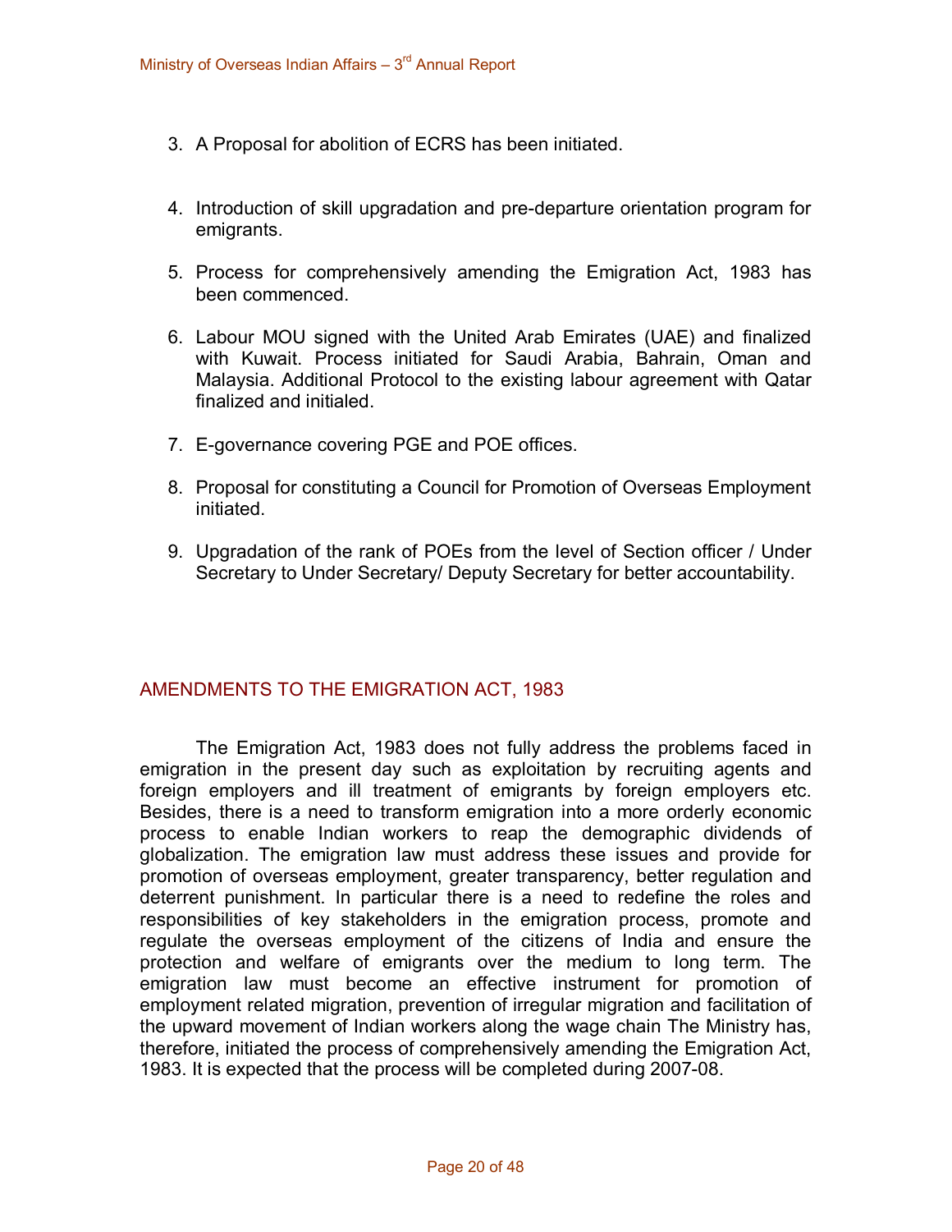3. A Proposal for abolition of ECRS has been initiated.

4. Introduction of skill upgradation and pre-departure orientation program for emigrants.

5. Process for comprehensively amending the Emigration Act, 1983 has been commenced.

6. Labour MOU signed with the United Arab Emirates (UAE) and finalized with Kuwait. Process initiated for Saudi Arabia, Bahrain, Oman and Malaysia. Additional Protocol to the existing labour agreement with Qatar finalized and initialed.

7. E-governance covering PGE and POE offices.

8. Proposal for constituting a Council for Promotion of Overseas Employment initiated.

9. Upgradation of the rank of POEs from the level of Section officer / Under Secretary to Under Secretary/ Deputy Secretary for better accountability.

## AMENDMENTS TO THE EMIGRATION ACT, 1983

The Emigration Act, 1983 does not fully address the problems faced in emigration in the present day such as exploitation by recruiting agents and foreign employers and ill treatment of emigrants by foreign employers etc. Besides, there is a need to transform emigration into a more orderly economic process to enable Indian workers to reap the demographic dividends of globalization. The emigration law must address these issues and provide for promotion of overseas employment, greater transparency, better regulation and deterrent punishment. In particular there is a need to redefine the roles and responsibilities of key stakeholders in the emigration process, promote and regulate the overseas employment of the citizens of India and ensure the protection and welfare of emigrants over the medium to long term. The emigration law must become an effective instrument for promotion of employment related migration, prevention of irregular migration and facilitation of the upward movement of Indian workers along the wage chain The Ministry has, therefore, initiated the process of comprehensively amending the Emigration Act, 1983. It is expected that the process will be completed during 2007-08.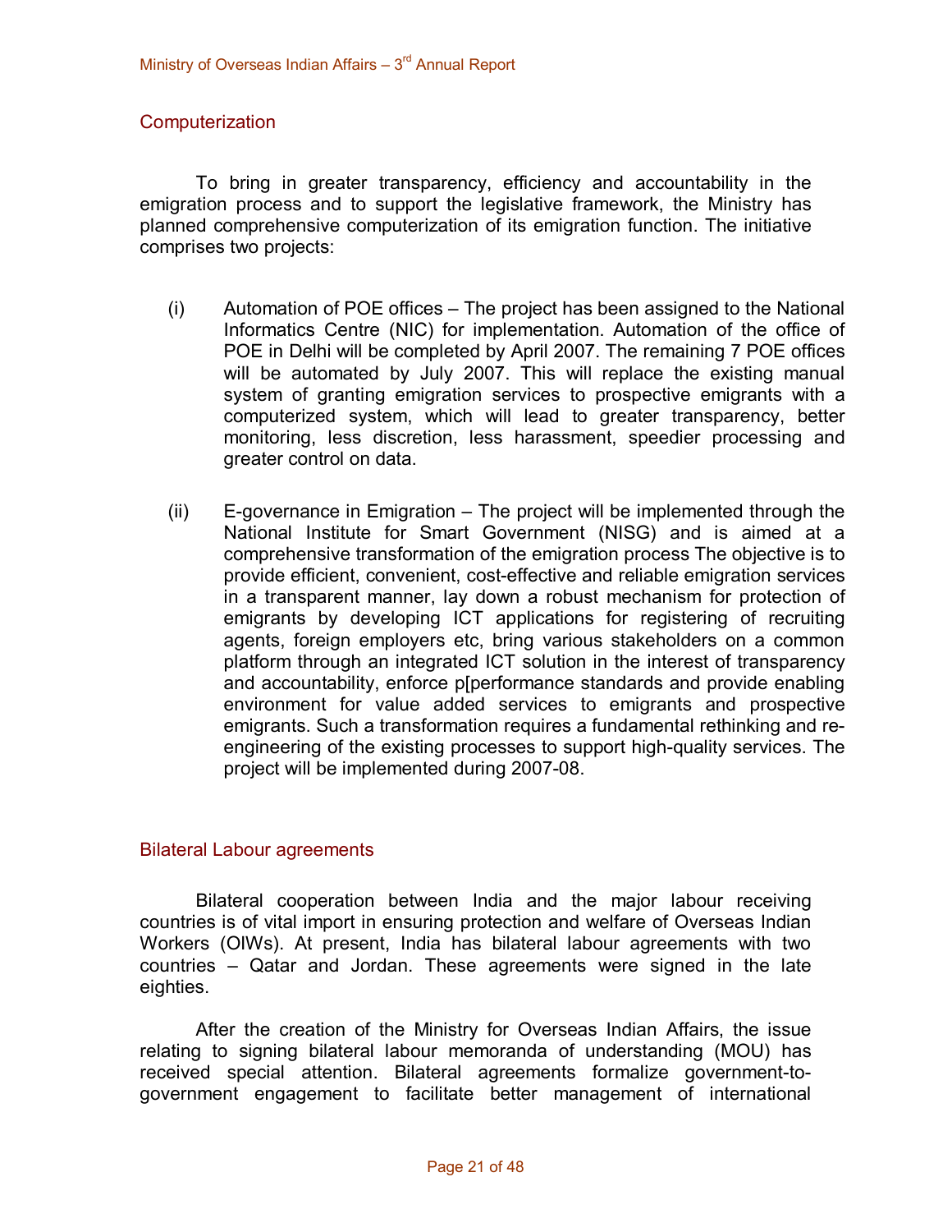## Computerization

To bring in greater transparency, efficiency and accountability in the emigration process and to support the legislative framework, the Ministry has planned comprehensive computerization of its emigration function. The initiative comprises two projects:

(i) Automation of POE offices – The project has been assigned to the National Informatics Centre (NIC) for implementation. Automation of the office of POE in Delhi will be completed by April 2007. The remaining 7 POE offices will be automated by July 2007. This will replace the existing manual system of granting emigration services to prospective emigrants with a computerized system, which will lead to greater transparency, better monitoring, less discretion, less harassment, speedier processing and greater control on data.

(ii) E-governance in Emigration – The project will be implemented through the National Institute for Smart Government (NISG) and is aimed at a comprehensive transformation of the emigration process The objective is to provide efficient, convenient, cost-effective and reliable emigration services in a transparent manner, lay down a robust mechanism for protection of emigrants by developing ICT applications for registering of recruiting agents, foreign employers etc, bring various stakeholders on a common platform through an integrated ICT solution in the interest of transparency and accountability, enforce p[performance standards and provide enabling environment for value added services to emigrants and prospective emigrants. Such a transformation requires a fundamental rethinking and re-engineering of the existing processes to support high-quality services. The project will be implemented during 2007-08.

## Bilateral Labour agreements

Bilateral cooperation between India and the major labour receiving countries is of vital import in ensuring protection and welfare of Overseas Indian Workers (OIWs). At present, India has bilateral labour agreements with two countries – Qatar and Jordan. These agreements were signed in the late eighties.

After the creation of the Ministry for Overseas Indian Affairs, the issue relating to signing bilateral labour memoranda of understanding (MOU) has received special attention. Bilateral agreements formalize government-to-government engagement to facilitate better management of international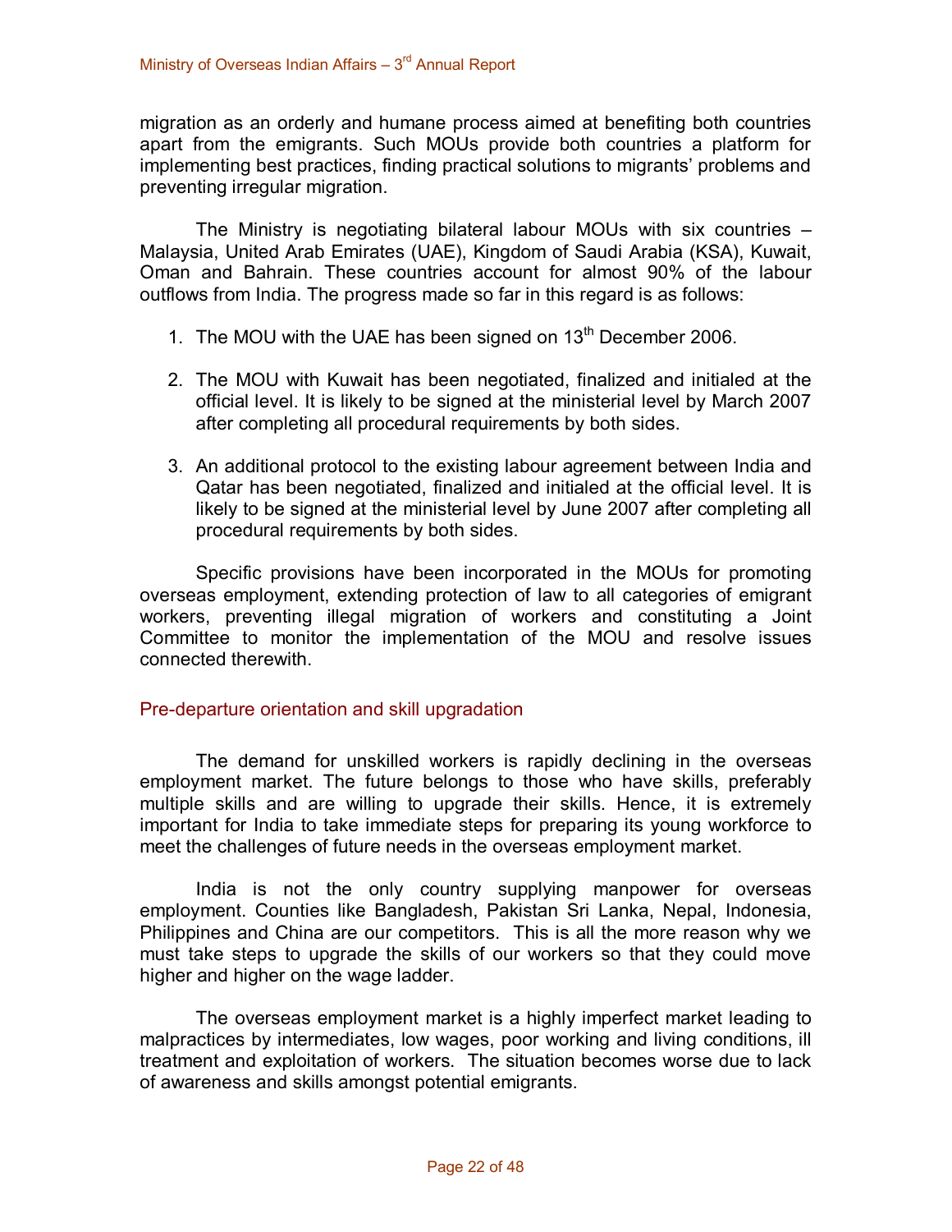migration as an orderly and humane process aimed at benefiting both countries apart from the emigrants. Such MOUs provide both countries a platform for implementing best practices, finding practical solutions to migrants' problems and preventing irregular migration.

The Ministry is negotiating bilateral labour MOUs with six countries – Malaysia, United Arab Emirates (UAE), Kingdom of Saudi Arabia (KSA), Kuwait, Oman and Bahrain. These countries account for almost 90% of the labour outflows from India. The progress made so far in this regard is as follows:

1. The MOU with the UAE has been signed on 13th December 2006.
2. The MOU with Kuwait has been negotiated, finalized and initialed at the official level. It is likely to be signed at the ministerial level by March 2007 after completing all procedural requirements by both sides.
3. An additional protocol to the existing labour agreement between India and Qatar has been negotiated, finalized and initialed at the official level. It is likely to be signed at the ministerial level by June 2007 after completing all procedural requirements by both sides.

Specific provisions have been incorporated in the MOUs for promoting overseas employment, extending protection of law to all categories of emigrant workers, preventing illegal migration of workers and constituting a Joint Committee to monitor the implementation of the MOU and resolve issues connected therewith.

## Pre-departure orientation and skill upgradation

The demand for unskilled workers is rapidly declining in the overseas employment market. The future belongs to those who have skills, preferably multiple skills and are willing to upgrade their skills. Hence, it is extremely important for India to take immediate steps for preparing its young workforce to meet the challenges of future needs in the overseas employment market.

India is not the only country supplying manpower for overseas employment. Counties like Bangladesh, Pakistan Sri Lanka, Nepal, Indonesia, Philippines and China are our competitors. This is all the more reason why we must take steps to upgrade the skills of our workers so that they could move higher and higher on the wage ladder.

The overseas employment market is a highly imperfect market leading to malpractices by intermediates, low wages, poor working and living conditions, ill treatment and exploitation of workers. The situation becomes worse due to lack of awareness and skills amongst potential emigrants.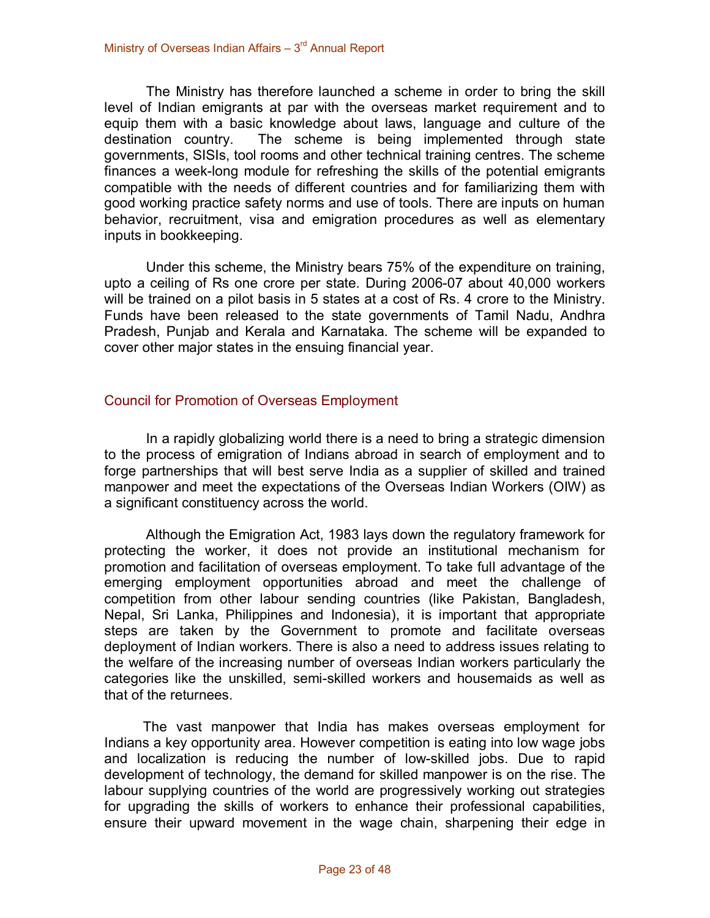The Ministry has therefore launched a scheme in order to bring the skill level of Indian emigrants at par with the overseas market requirement and to equip them with a basic knowledge about laws, language and culture of the destination country. The scheme is being implemented through state governments, SISIs, tool rooms and other technical training centres. The scheme finances a week-long module for refreshing the skills of the potential emigrants compatible with the needs of different countries and for familiarizing them with good working practice safety norms and use of tools. There are inputs on human behavior, recruitment, visa and emigration procedures as well as elementary inputs in bookkeeping.

Under this scheme, the Ministry bears 75% of the expenditure on training, upto a ceiling of Rs one crore per state. During 2006-07 about 40,000 workers will be trained on a pilot basis in 5 states at a cost of Rs. 4 crore to the Ministry. Funds have been released to the state governments of Tamil Nadu, Andhra Pradesh, Punjab and Kerala and Karnataka. The scheme will be expanded to cover other major states in the ensuing financial year.

## Council for Promotion of Overseas Employment

In a rapidly globalizing world there is a need to bring a strategic dimension to the process of emigration of Indians abroad in search of employment and to forge partnerships that will best serve India as a supplier of skilled and trained manpower and meet the expectations of the Overseas Indian Workers (OIW) as a significant constituency across the world.

Although the Emigration Act, 1983 lays down the regulatory framework for protecting the worker, it does not provide an institutional mechanism for promotion and facilitation of overseas employment. To take full advantage of the emerging employment opportunities abroad and meet the challenge of competition from other labour sending countries (like Pakistan, Bangladesh, Nepal, Sri Lanka, Philippines and Indonesia), it is important that appropriate steps are taken by the Government to promote and facilitate overseas deployment of Indian workers. There is also a need to address issues relating to the welfare of the increasing number of overseas Indian workers particularly the categories like the unskilled, semi-skilled workers and housemaids as well as that of the returnees.

The vast manpower that India has makes overseas employment for Indians a key opportunity area. However competition is eating into low wage jobs and localization is reducing the number of low-skilled jobs. Due to rapid development of technology, the demand for skilled manpower is on the rise. The labour supplying countries of the world are progressively working out strategies for upgrading the skills of workers to enhance their professional capabilities, ensure their upward movement in the wage chain, sharpening their edge in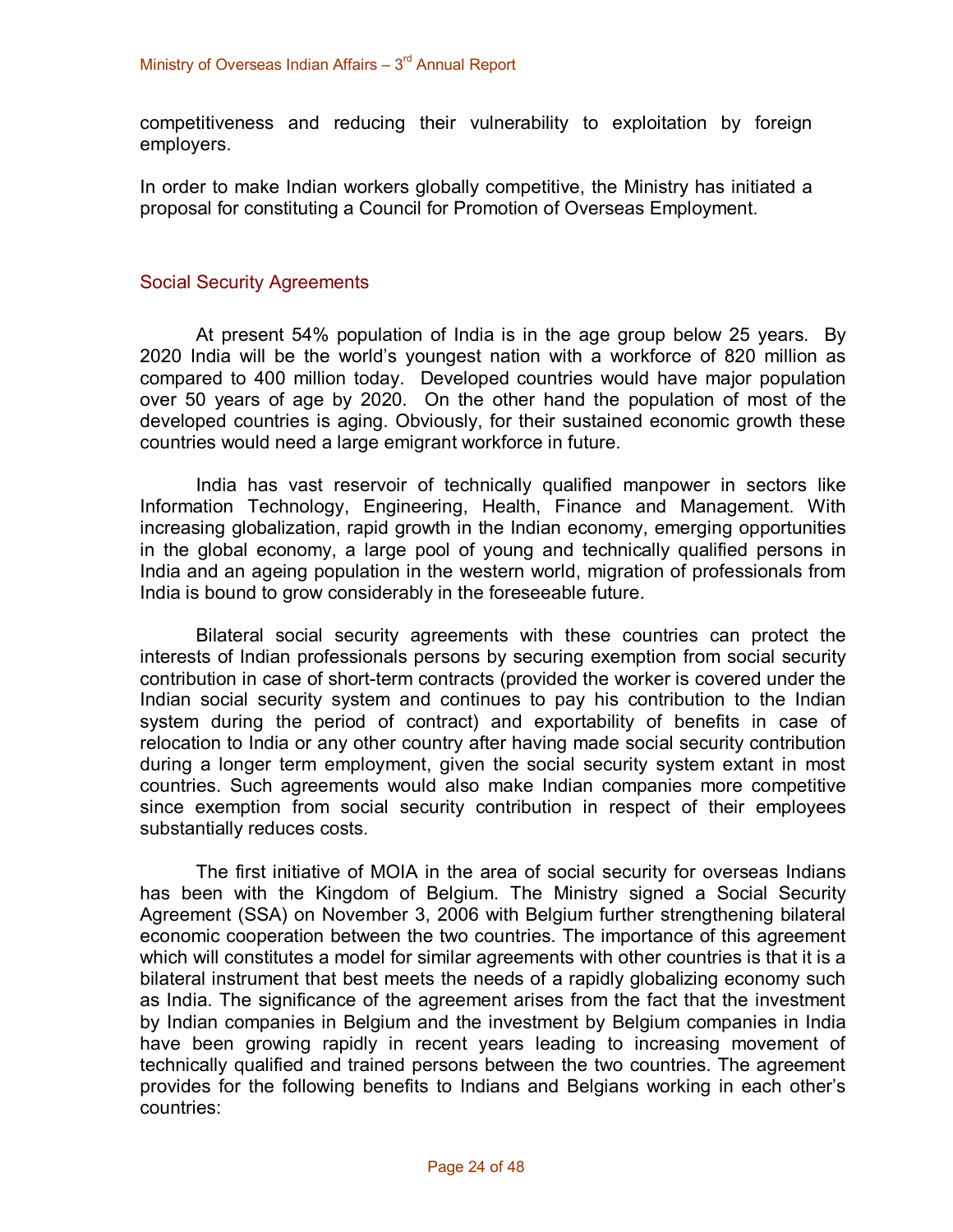competitiveness and reducing their vulnerability to exploitation by foreign employers.

In order to make Indian workers globally competitive, the Ministry has initiated a proposal for constituting a Council for Promotion of Overseas Employment.

## Social Security Agreements

At present 54% population of India is in the age group below 25 years. By 2020 India will be the world's youngest nation with a workforce of 820 million as compared to 400 million today. Developed countries would have major population over 50 years of age by 2020. On the other hand the population of most of the developed countries is aging. Obviously, for their sustained economic growth these countries would need a large emigrant workforce in future.

India has vast reservoir of technically qualified manpower in sectors like Information Technology, Engineering, Health, Finance and Management. With increasing globalization, rapid growth in the Indian economy, emerging opportunities in the global economy, a large pool of young and technically qualified persons in India and an ageing population in the western world, migration of professionals from India is bound to grow considerably in the foreseeable future.

Bilateral social security agreements with these countries can protect the interests of Indian professionals persons by securing exemption from social security contribution in case of short-term contracts (provided the worker is covered under the Indian social security system and continues to pay his contribution to the Indian system during the period of contract) and exportability of benefits in case of relocation to India or any other country after having made social security contribution during a longer term employment, given the social security system extant in most countries. Such agreements would also make Indian companies more competitive since exemption from social security contribution in respect of their employees substantially reduces costs.

The first initiative of MOIA in the area of social security for overseas Indians has been with the Kingdom of Belgium. The Ministry signed a Social Security Agreement (SSA) on November 3, 2006 with Belgium further strengthening bilateral economic cooperation between the two countries. The importance of this agreement which will constitutes a model for similar agreements with other countries is that it is a bilateral instrument that best meets the needs of a rapidly globalizing economy such as India. The significance of the agreement arises from the fact that the investment by Indian companies in Belgium and the investment by Belgium companies in India have been growing rapidly in recent years leading to increasing movement of technically qualified and trained persons between the two countries. The agreement provides for the following benefits to Indians and Belgians working in each other's countries: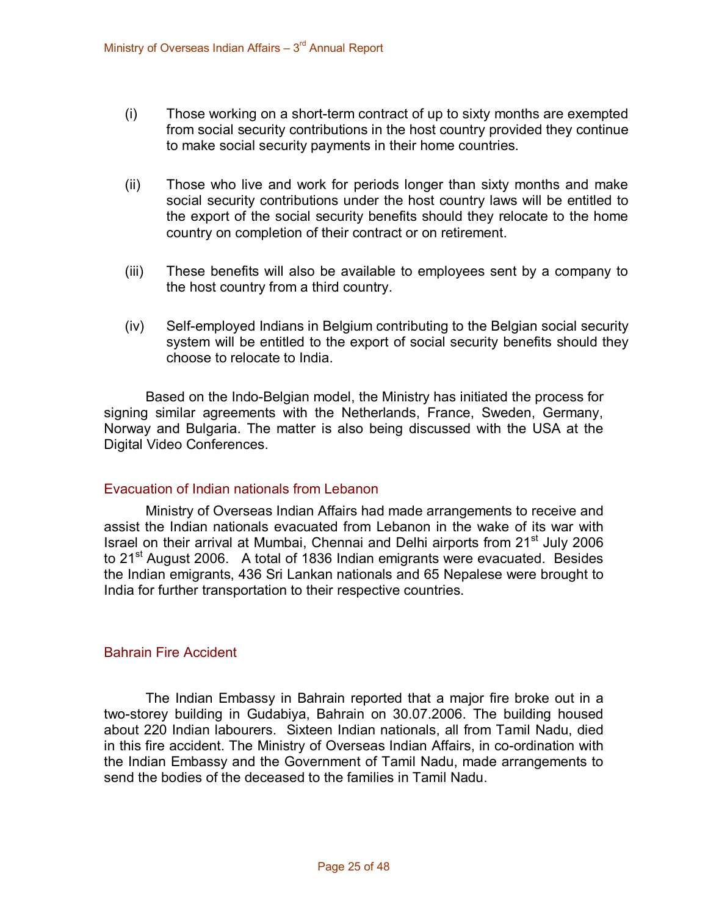(i) Those working on a short-term contract of up to sixty months are exempted from social security contributions in the host country provided they continue to make social security payments in their home countries.

(ii) Those who live and work for periods longer than sixty months and make social security contributions under the host country laws will be entitled to the export of the social security benefits should they relocate to the home country on completion of their contract or on retirement.

(iii) These benefits will also be available to employees sent by a company to the host country from a third country.

(iv) Self-employed Indians in Belgium contributing to the Belgian social security system will be entitled to the export of social security benefits should they choose to relocate to India.

Based on the Indo-Belgian model, the Ministry has initiated the process for signing similar agreements with the Netherlands, France, Sweden, Germany, Norway and Bulgaria. The matter is also being discussed with the USA at the Digital Video Conferences.

## Evacuation of Indian nationals from Lebanon

Ministry of Overseas Indian Affairs had made arrangements to receive and assist the Indian nationals evacuated from Lebanon in the wake of its war with Israel on their arrival at Mumbai, Chennai and Delhi airports from 21st July 2006 to 21st August 2006. A total of 1836 Indian emigrants were evacuated. Besides the Indian emigrants, 436 Sri Lankan nationals and 65 Nepalese were brought to India for further transportation to their respective countries.

## Bahrain Fire Accident

The Indian Embassy in Bahrain reported that a major fire broke out in a two-storey building in Gudabiya, Bahrain on 30.07.2006. The building housed about 220 Indian labourers. Sixteen Indian nationals, all from Tamil Nadu, died in this fire accident. The Ministry of Overseas Indian Affairs, in co-ordination with the Indian Embassy and the Government of Tamil Nadu, made arrangements to send the bodies of the deceased to the families in Tamil Nadu.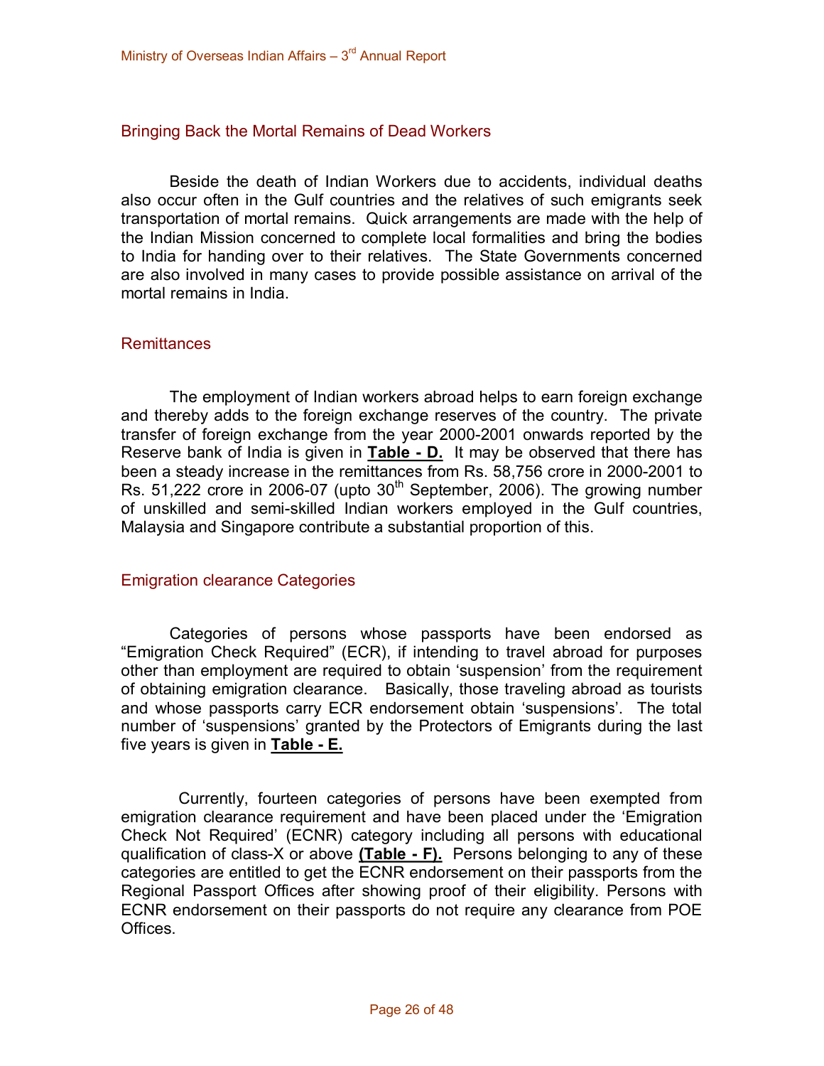## Bringing Back the Mortal Remains of Dead Workers

Beside the death of Indian Workers due to accidents, individual deaths also occur often in the Gulf countries and the relatives of such emigrants seek transportation of mortal remains. Quick arrangements are made with the help of the Indian Mission concerned to complete local formalities and bring the bodies to India for handing over to their relatives. The State Governments concerned are also involved in many cases to provide possible assistance on arrival of the mortal remains in India.

## Remittances

The employment of Indian workers abroad helps to earn foreign exchange and thereby adds to the foreign exchange reserves of the country. The private transfer of foreign exchange from the year 2000-2001 onwards reported by the Reserve bank of India is given in **Table - D.** It may be observed that there has been a steady increase in the remittances from Rs. 58,756 crore in 2000-2001 to Rs. 51,222 crore in 2006-07 (upto 30th September, 2006). The growing number of unskilled and semi-skilled Indian workers employed in the Gulf countries, Malaysia and Singapore contribute a substantial proportion of this.

## Emigration clearance Categories

Categories of persons whose passports have been endorsed as "Emigration Check Required" (ECR), if intending to travel abroad for purposes other than employment are required to obtain 'suspension' from the requirement of obtaining emigration clearance. Basically, those traveling abroad as tourists and whose passports carry ECR endorsement obtain 'suspensions'. The total number of 'suspensions' granted by the Protectors of Emigrants during the last five years is given in **Table - E.**

Currently, fourteen categories of persons have been exempted from emigration clearance requirement and have been placed under the 'Emigration Check Not Required' (ECNR) category including all persons with educational qualification of class-X or above **(Table - F).** Persons belonging to any of these categories are entitled to get the ECNR endorsement on their passports from the Regional Passport Offices after showing proof of their eligibility. Persons with ECNR endorsement on their passports do not require any clearance from POE Offices.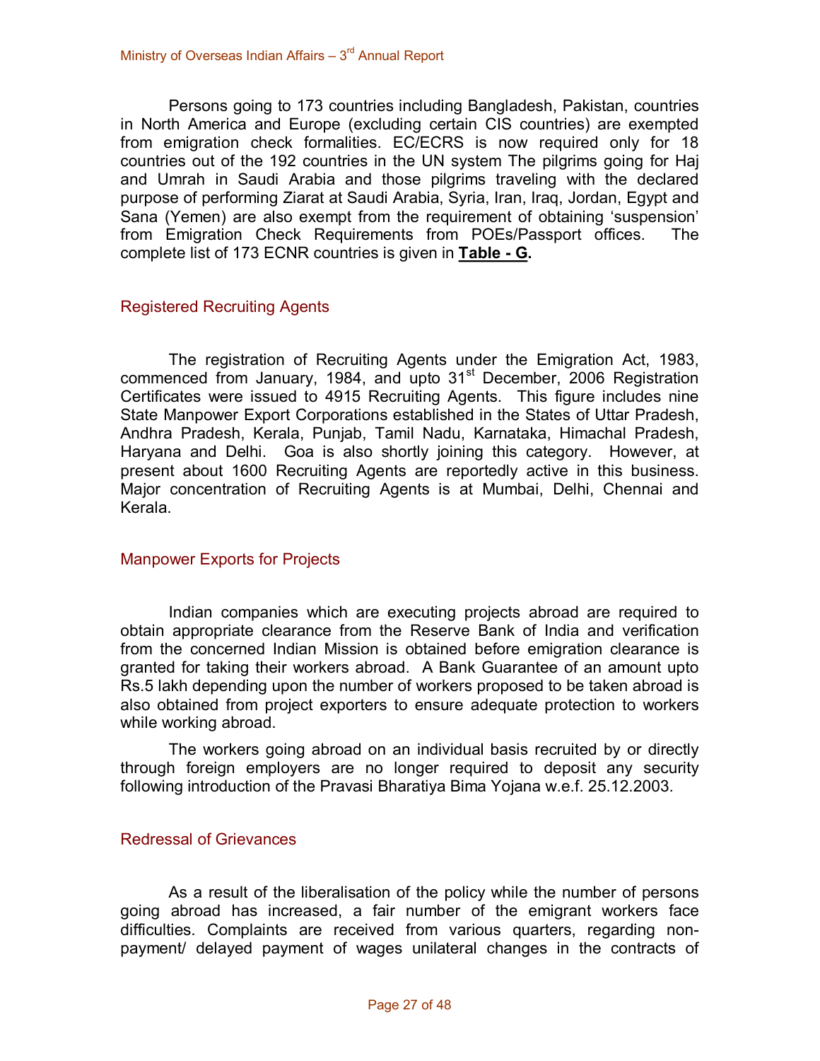Persons going to 173 countries including Bangladesh, Pakistan, countries in North America and Europe (excluding certain CIS countries) are exempted from emigration check formalities. EC/ECRS is now required only for 18 countries out of the 192 countries in the UN system The pilgrims going for Haj and Umrah in Saudi Arabia and those pilgrims traveling with the declared purpose of performing Ziarat at Saudi Arabia, Syria, Iran, Iraq, Jordan, Egypt and Sana (Yemen) are also exempt from the requirement of obtaining 'suspension' from Emigration Check Requirements from POEs/Passport offices. The complete list of 173 ECNR countries is given in **Table - G.**

## Registered Recruiting Agents

The registration of Recruiting Agents under the Emigration Act, 1983, commenced from January, 1984, and upto 31st December, 2006 Registration Certificates were issued to 4915 Recruiting Agents. This figure includes nine State Manpower Export Corporations established in the States of Uttar Pradesh, Andhra Pradesh, Kerala, Punjab, Tamil Nadu, Karnataka, Himachal Pradesh, Haryana and Delhi. Goa is also shortly joining this category. However, at present about 1600 Recruiting Agents are reportedly active in this business. Major concentration of Recruiting Agents is at Mumbai, Delhi, Chennai and Kerala.

## Manpower Exports for Projects

Indian companies which are executing projects abroad are required to obtain appropriate clearance from the Reserve Bank of India and verification from the concerned Indian Mission is obtained before emigration clearance is granted for taking their workers abroad. A Bank Guarantee of an amount upto Rs.5 lakh depending upon the number of workers proposed to be taken abroad is also obtained from project exporters to ensure adequate protection to workers while working abroad.

The workers going abroad on an individual basis recruited by or directly through foreign employers are no longer required to deposit any security following introduction of the Pravasi Bharatiya Bima Yojana w.e.f. 25.12.2003.

## Redressal of Grievances

As a result of the liberalisation of the policy while the number of persons going abroad has increased, a fair number of the emigrant workers face difficulties. Complaints are received from various quarters, regarding non-payment/ delayed payment of wages unilateral changes in the contracts of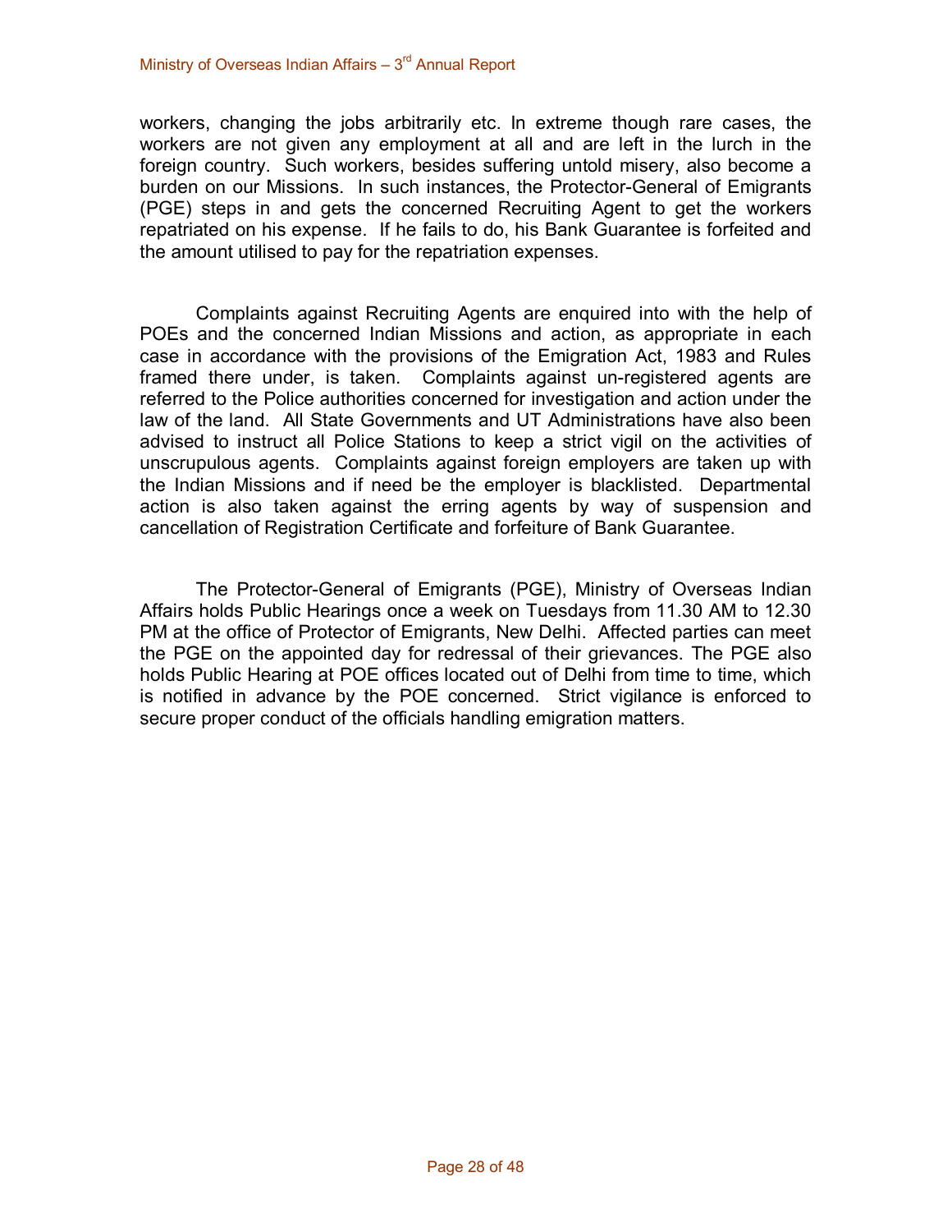workers, changing the jobs arbitrarily etc. In extreme though rare cases, the workers are not given any employment at all and are left in the lurch in the foreign country. Such workers, besides suffering untold misery, also become a burden on our Missions. In such instances, the Protector-General of Emigrants (PGE) steps in and gets the concerned Recruiting Agent to get the workers repatriated on his expense. If he fails to do, his Bank Guarantee is forfeited and the amount utilised to pay for the repatriation expenses.

Complaints against Recruiting Agents are enquired into with the help of POEs and the concerned Indian Missions and action, as appropriate in each case in accordance with the provisions of the Emigration Act, 1983 and Rules framed there under, is taken. Complaints against un-registered agents are referred to the Police authorities concerned for investigation and action under the law of the land. All State Governments and UT Administrations have also been advised to instruct all Police Stations to keep a strict vigil on the activities of unscrupulous agents. Complaints against foreign employers are taken up with the Indian Missions and if need be the employer is blacklisted. Departmental action is also taken against the erring agents by way of suspension and cancellation of Registration Certificate and forfeiture of Bank Guarantee.

The Protector-General of Emigrants (PGE), Ministry of Overseas Indian Affairs holds Public Hearings once a week on Tuesdays from 11.30 AM to 12.30 PM at the office of Protector of Emigrants, New Delhi. Affected parties can meet the PGE on the appointed day for redressal of their grievances. The PGE also holds Public Hearing at POE offices located out of Delhi from time to time, which is notified in advance by the POE concerned. Strict vigilance is enforced to secure proper conduct of the officials handling emigration matters.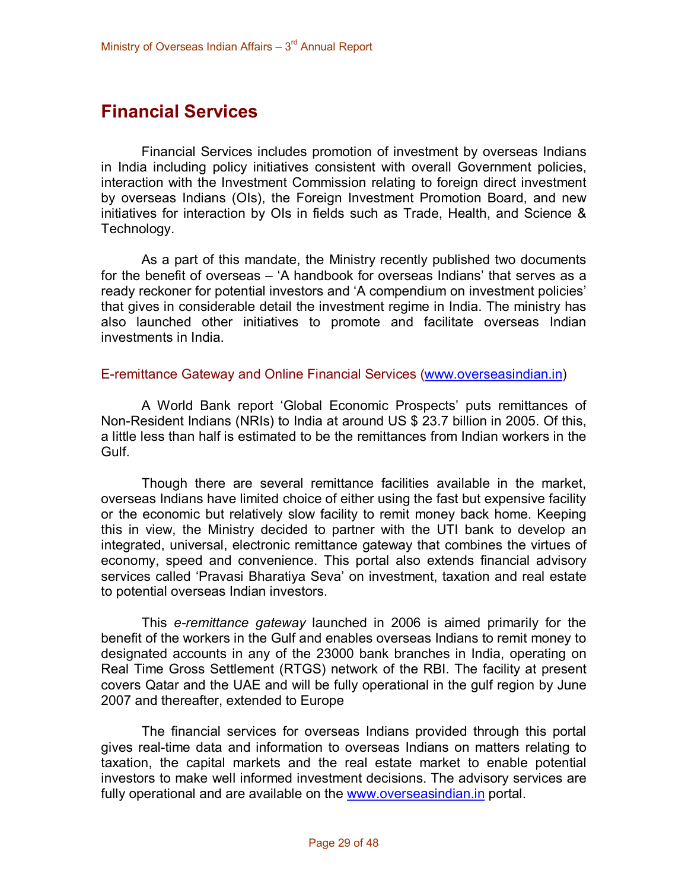# Financial Services

Financial Services includes promotion of investment by overseas Indians in India including policy initiatives consistent with overall Government policies, interaction with the Investment Commission relating to foreign direct investment by overseas Indians (OIs), the Foreign Investment Promotion Board, and new initiatives for interaction by OIs in fields such as Trade, Health, and Science & Technology.

As a part of this mandate, the Ministry recently published two documents for the benefit of overseas – 'A handbook for overseas Indians' that serves as a ready reckoner for potential investors and 'A compendium on investment policies' that gives in considerable detail the investment regime in India. The ministry has also launched other initiatives to promote and facilitate overseas Indian investments in India.

## E-remittance Gateway and Online Financial Services (www.overseasindian.in)

A World Bank report 'Global Economic Prospects' puts remittances of Non-Resident Indians (NRIs) to India at around US $ 23.7 billion in 2005. Of this, a little less than half is estimated to be the remittances from Indian workers in the Gulf.

Though there are several remittance facilities available in the market, overseas Indians have limited choice of either using the fast but expensive facility or the economic but relatively slow facility to remit money back home. Keeping this in view, the Ministry decided to partner with the UTI bank to develop an integrated, universal, electronic remittance gateway that combines the virtues of economy, speed and convenience. This portal also extends financial advisory services called 'Pravasi Bharatiya Seva' on investment, taxation and real estate to potential overseas Indian investors.

This *e-remittance gateway* launched in 2006 is aimed primarily for the benefit of the workers in the Gulf and enables overseas Indians to remit money to designated accounts in any of the 23000 bank branches in India, operating on Real Time Gross Settlement (RTGS) network of the RBI. The facility at present covers Qatar and the UAE and will be fully operational in the gulf region by June 2007 and thereafter, extended to Europe

The financial services for overseas Indians provided through this portal gives real-time data and information to overseas Indians on matters relating to taxation, the capital markets and the real estate market to enable potential investors to make well informed investment decisions. The advisory services are fully operational and are available on the www.overseasindian.in portal.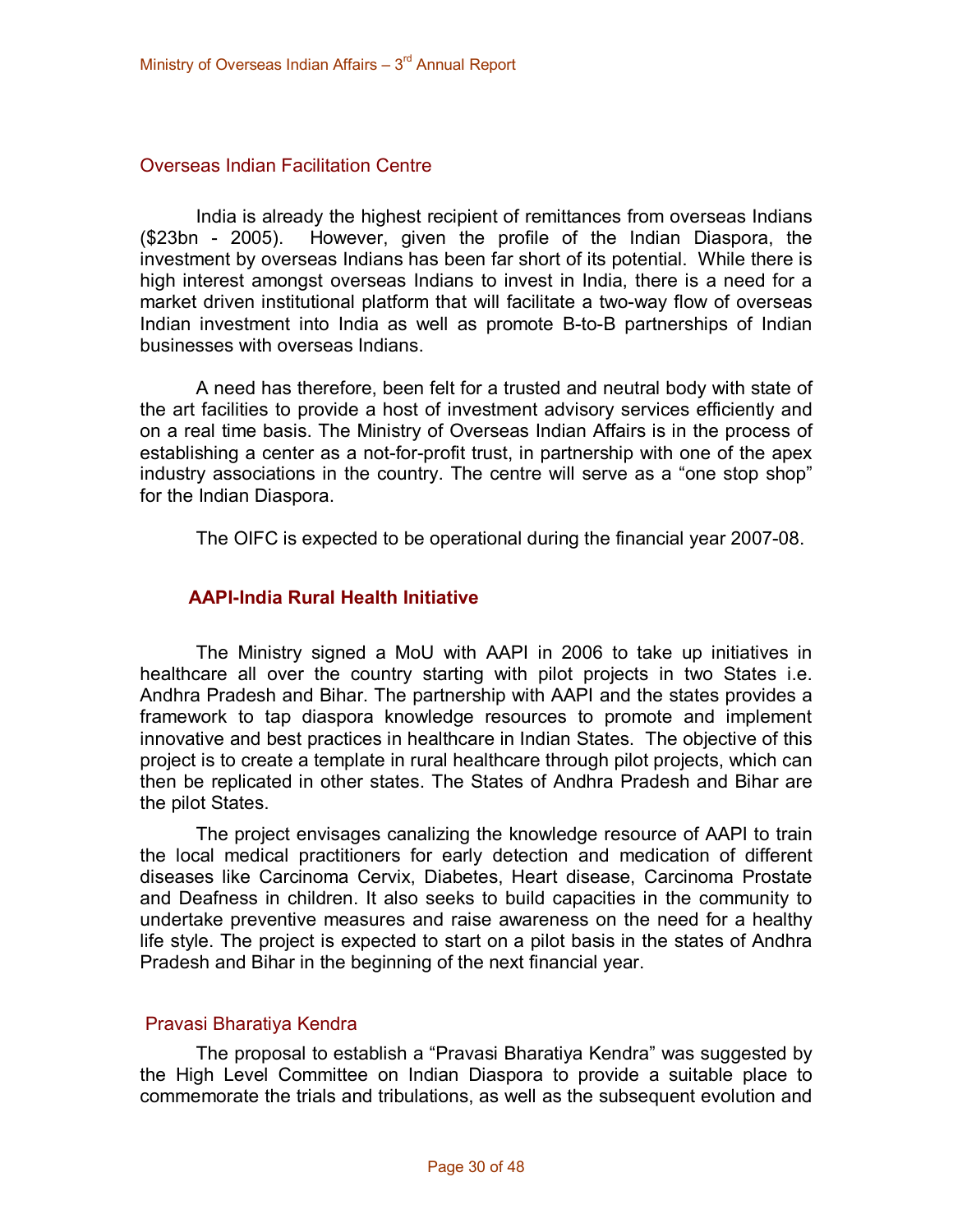## Overseas Indian Facilitation Centre

India is already the highest recipient of remittances from overseas Indians ($23bn - 2005). However, given the profile of the Indian Diaspora, the investment by overseas Indians has been far short of its potential. While there is high interest amongst overseas Indians to invest in India, there is a need for a market driven institutional platform that will facilitate a two-way flow of overseas Indian investment into India as well as promote B-to-B partnerships of Indian businesses with overseas Indians.

A need has therefore, been felt for a trusted and neutral body with state of the art facilities to provide a host of investment advisory services efficiently and on a real time basis. The Ministry of Overseas Indian Affairs is in the process of establishing a center as a not-for-profit trust, in partnership with one of the apex industry associations in the country. The centre will serve as a "one stop shop" for the Indian Diaspora.

The OIFC is expected to be operational during the financial year 2007-08.

## **AAPI-India Rural Health Initiative**

The Ministry signed a MoU with AAPI in 2006 to take up initiatives in healthcare all over the country starting with pilot projects in two States i.e. Andhra Pradesh and Bihar. The partnership with AAPI and the states provides a framework to tap diaspora knowledge resources to promote and implement innovative and best practices in healthcare in Indian States. The objective of this project is to create a template in rural healthcare through pilot projects, which can then be replicated in other states. The States of Andhra Pradesh and Bihar are the pilot States.

The project envisages canalizing the knowledge resource of AAPI to train the local medical practitioners for early detection and medication of different diseases like Carcinoma Cervix, Diabetes, Heart disease, Carcinoma Prostate and Deafness in children. It also seeks to build capacities in the community to undertake preventive measures and raise awareness on the need for a healthy life style. The project is expected to start on a pilot basis in the states of Andhra Pradesh and Bihar in the beginning of the next financial year.

## Pravasi Bharatiya Kendra

The proposal to establish a "Pravasi Bharatiya Kendra" was suggested by the High Level Committee on Indian Diaspora to provide a suitable place to commemorate the trials and tribulations, as well as the subsequent evolution and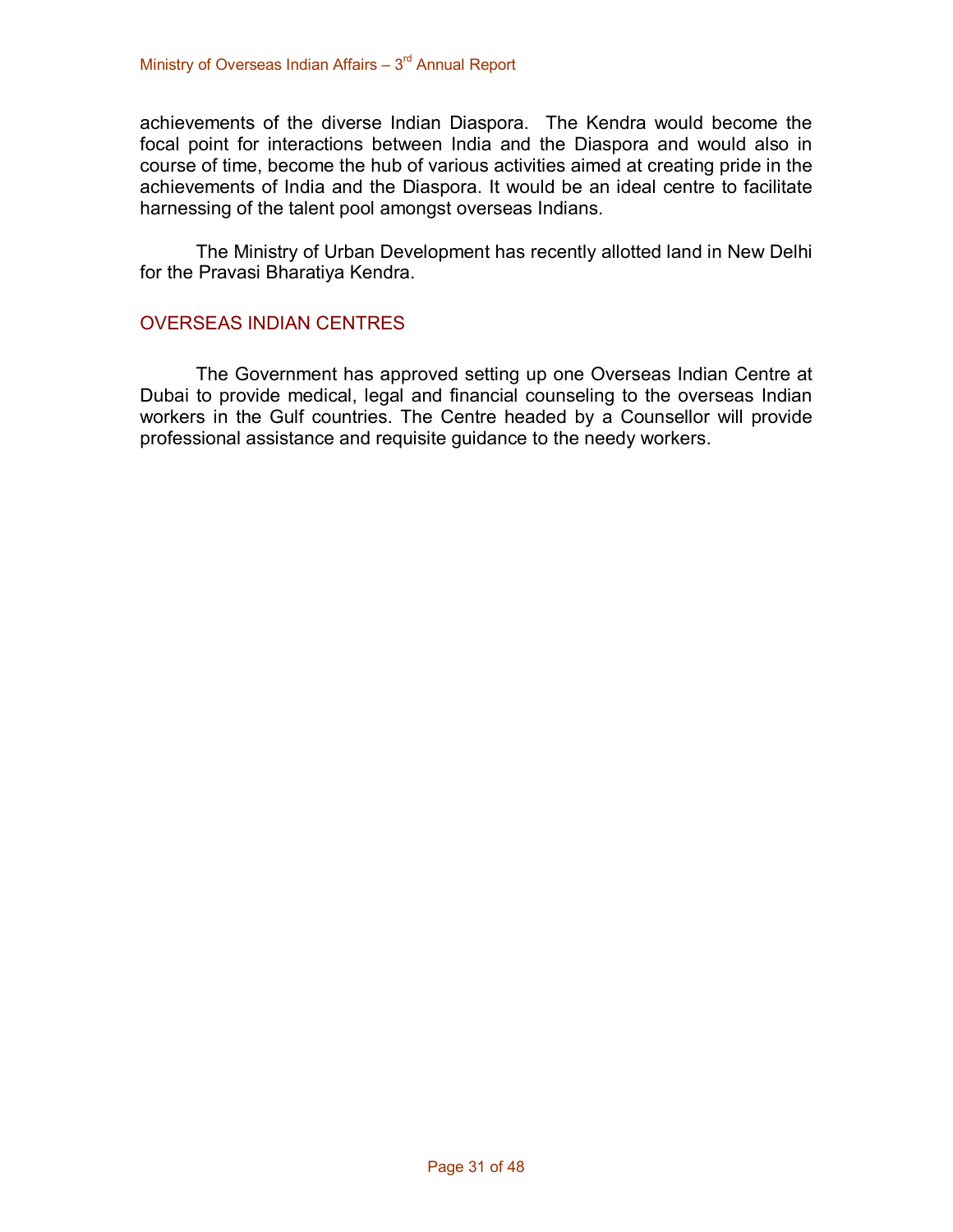achievements of the diverse Indian Diaspora. The Kendra would become the focal point for interactions between India and the Diaspora and would also in course of time, become the hub of various activities aimed at creating pride in the achievements of India and the Diaspora. It would be an ideal centre to facilitate harnessing of the talent pool amongst overseas Indians.

The Ministry of Urban Development has recently allotted land in New Delhi for the Pravasi Bharatiya Kendra.

## OVERSEAS INDIAN CENTRES

The Government has approved setting up one Overseas Indian Centre at Dubai to provide medical, legal and financial counseling to the overseas Indian workers in the Gulf countries. The Centre headed by a Counsellor will provide professional assistance and requisite guidance to the needy workers.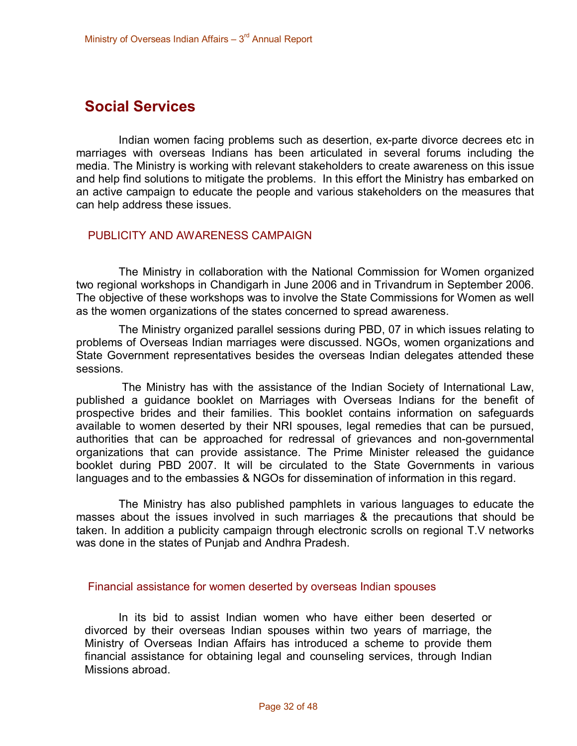# Social Services

Indian women facing problems such as desertion, ex-parte divorce decrees etc in marriages with overseas Indians has been articulated in several forums including the media. The Ministry is working with relevant stakeholders to create awareness on this issue and help find solutions to mitigate the problems. In this effort the Ministry has embarked on an active campaign to educate the people and various stakeholders on the measures that can help address these issues.

## PUBLICITY AND AWARENESS CAMPAIGN

The Ministry in collaboration with the National Commission for Women organized two regional workshops in Chandigarh in June 2006 and in Trivandrum in September 2006. The objective of these workshops was to involve the State Commissions for Women as well as the women organizations of the states concerned to spread awareness.

The Ministry organized parallel sessions during PBD, 07 in which issues relating to problems of Overseas Indian marriages were discussed. NGOs, women organizations and State Government representatives besides the overseas Indian delegates attended these sessions.

The Ministry has with the assistance of the Indian Society of International Law, published a guidance booklet on Marriages with Overseas Indians for the benefit of prospective brides and their families. This booklet contains information on safeguards available to women deserted by their NRI spouses, legal remedies that can be pursued, authorities that can be approached for redressal of grievances and non-governmental organizations that can provide assistance. The Prime Minister released the guidance booklet during PBD 2007. It will be circulated to the State Governments in various languages and to the embassies & NGOs for dissemination of information in this regard.

The Ministry has also published pamphlets in various languages to educate the masses about the issues involved in such marriages & the precautions that should be taken. In addition a publicity campaign through electronic scrolls on regional T.V networks was done in the states of Punjab and Andhra Pradesh.

## Financial assistance for women deserted by overseas Indian spouses

In its bid to assist Indian women who have either been deserted or divorced by their overseas Indian spouses within two years of marriage, the Ministry of Overseas Indian Affairs has introduced a scheme to provide them financial assistance for obtaining legal and counseling services, through Indian Missions abroad.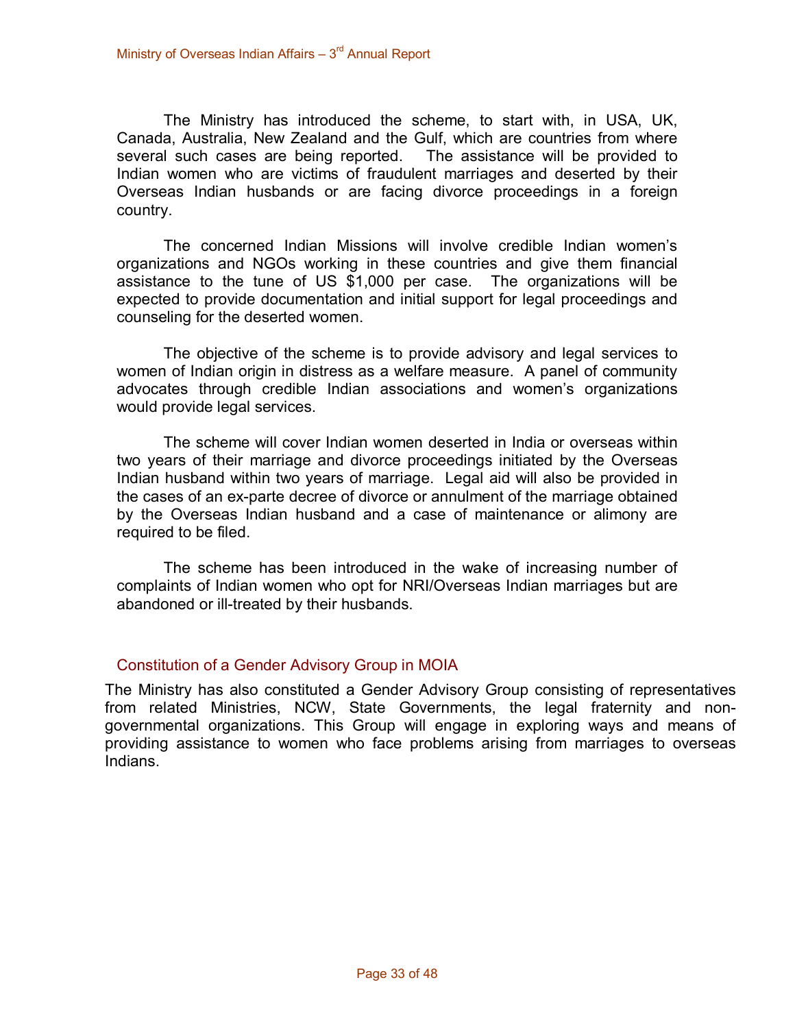The Ministry has introduced the scheme, to start with, in USA, UK, Canada, Australia, New Zealand and the Gulf, which are countries from where several such cases are being reported. The assistance will be provided to Indian women who are victims of fraudulent marriages and deserted by their Overseas Indian husbands or are facing divorce proceedings in a foreign country.

The concerned Indian Missions will involve credible Indian women's organizations and NGOs working in these countries and give them financial assistance to the tune of US $1,000 per case. The organizations will be expected to provide documentation and initial support for legal proceedings and counseling for the deserted women.

The objective of the scheme is to provide advisory and legal services to women of Indian origin in distress as a welfare measure. A panel of community advocates through credible Indian associations and women's organizations would provide legal services.

The scheme will cover Indian women deserted in India or overseas within two years of their marriage and divorce proceedings initiated by the Overseas Indian husband within two years of marriage. Legal aid will also be provided in the cases of an ex-parte decree of divorce or annulment of the marriage obtained by the Overseas Indian husband and a case of maintenance or alimony are required to be filed.

The scheme has been introduced in the wake of increasing number of complaints of Indian women who opt for NRI/Overseas Indian marriages but are abandoned or ill-treated by their husbands.

## Constitution of a Gender Advisory Group in MOIA

The Ministry has also constituted a Gender Advisory Group consisting of representatives from related Ministries, NCW, State Governments, the legal fraternity and non-governmental organizations. This Group will engage in exploring ways and means of providing assistance to women who face problems arising from marriages to overseas Indians.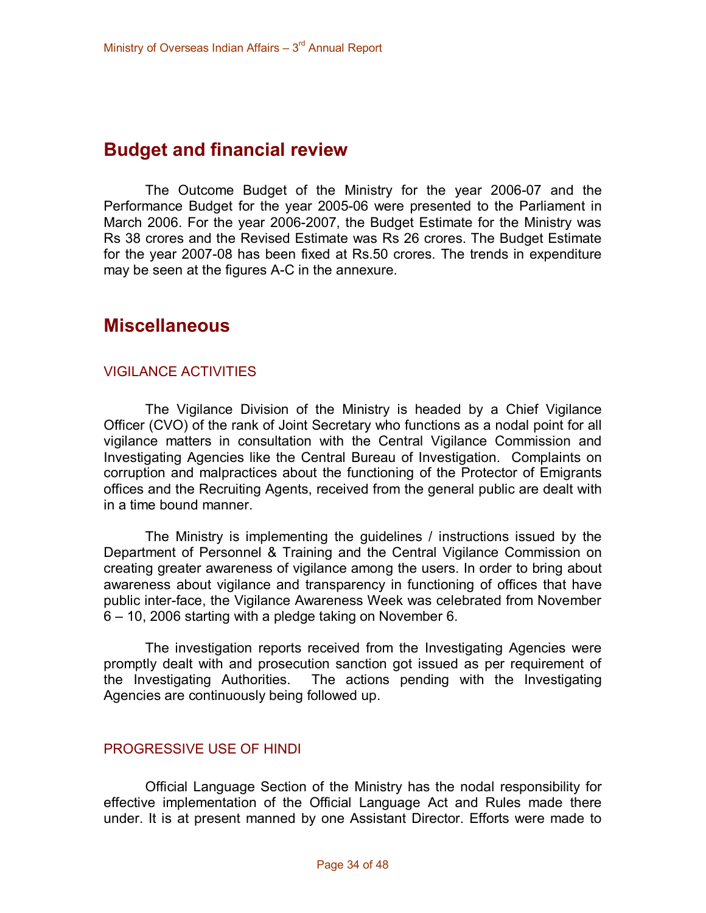## Budget and financial review

The Outcome Budget of the Ministry for the year 2006-07 and the Performance Budget for the year 2005-06 were presented to the Parliament in March 2006. For the year 2006-2007, the Budget Estimate for the Ministry was Rs 38 crores and the Revised Estimate was Rs 26 crores. The Budget Estimate for the year 2007-08 has been fixed at Rs.50 crores. The trends in expenditure may be seen at the figures A-C in the annexure.

## Miscellaneous

### VIGILANCE ACTIVITIES

The Vigilance Division of the Ministry is headed by a Chief Vigilance Officer (CVO) of the rank of Joint Secretary who functions as a nodal point for all vigilance matters in consultation with the Central Vigilance Commission and Investigating Agencies like the Central Bureau of Investigation. Complaints on corruption and malpractices about the functioning of the Protector of Emigrants offices and the Recruiting Agents, received from the general public are dealt with in a time bound manner.

The Ministry is implementing the guidelines / instructions issued by the Department of Personnel & Training and the Central Vigilance Commission on creating greater awareness of vigilance among the users. In order to bring about awareness about vigilance and transparency in functioning of offices that have public inter-face, the Vigilance Awareness Week was celebrated from November 6 – 10, 2006 starting with a pledge taking on November 6.

The investigation reports received from the Investigating Agencies were promptly dealt with and prosecution sanction got issued as per requirement of the Investigating Authorities. The actions pending with the Investigating Agencies are continuously being followed up.

### PROGRESSIVE USE OF HINDI

Official Language Section of the Ministry has the nodal responsibility for effective implementation of the Official Language Act and Rules made there under. It is at present manned by one Assistant Director. Efforts were made to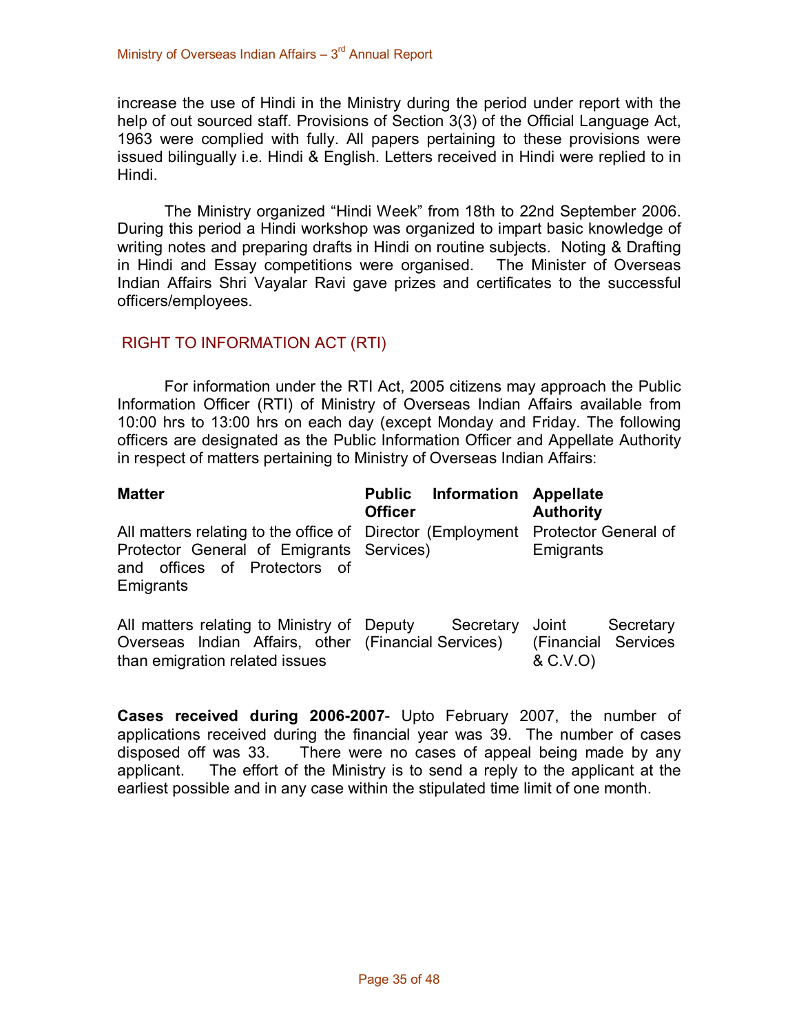increase the use of Hindi in the Ministry during the period under report with the help of out sourced staff. Provisions of Section 3(3) of the Official Language Act, 1963 were complied with fully. All papers pertaining to these provisions were issued bilingually i.e. Hindi & English. Letters received in Hindi were replied to in Hindi.

The Ministry organized "Hindi Week" from 18th to 22nd September 2006. During this period a Hindi workshop was organized to impart basic knowledge of writing notes and preparing drafts in Hindi on routine subjects. Noting & Drafting in Hindi and Essay competitions were organised. The Minister of Overseas Indian Affairs Shri Vayalar Ravi gave prizes and certificates to the successful officers/employees.

## RIGHT TO INFORMATION ACT (RTI)

For information under the RTI Act, 2005 citizens may approach the Public Information Officer (RTI) of Ministry of Overseas Indian Affairs available from 10:00 hrs to 13:00 hrs on each day (except Monday and Friday. The following officers are designated as the Public Information Officer and Appellate Authority in respect of matters pertaining to Ministry of Overseas Indian Affairs:

| **Matter** | **Public Information Officer** | **Appellate Authority** |
|---|---|---|
| All matters relating to the office of Protector General of Emigrants and offices of Protectors of Emigrants | Director (Employment Services) | Protector General of Emigrants |
| All matters relating to Ministry of Overseas Indian Affairs, other than emigration related issues | Deputy Secretary (Financial Services) | Joint Secretary (Financial Services & C.V.O) |

**Cases received during 2006-2007**- Upto February 2007, the number of applications received during the financial year was 39. The number of cases disposed off was 33. There were no cases of appeal being made by any applicant. The effort of the Ministry is to send a reply to the applicant at the earliest possible and in any case within the stipulated time limit of one month.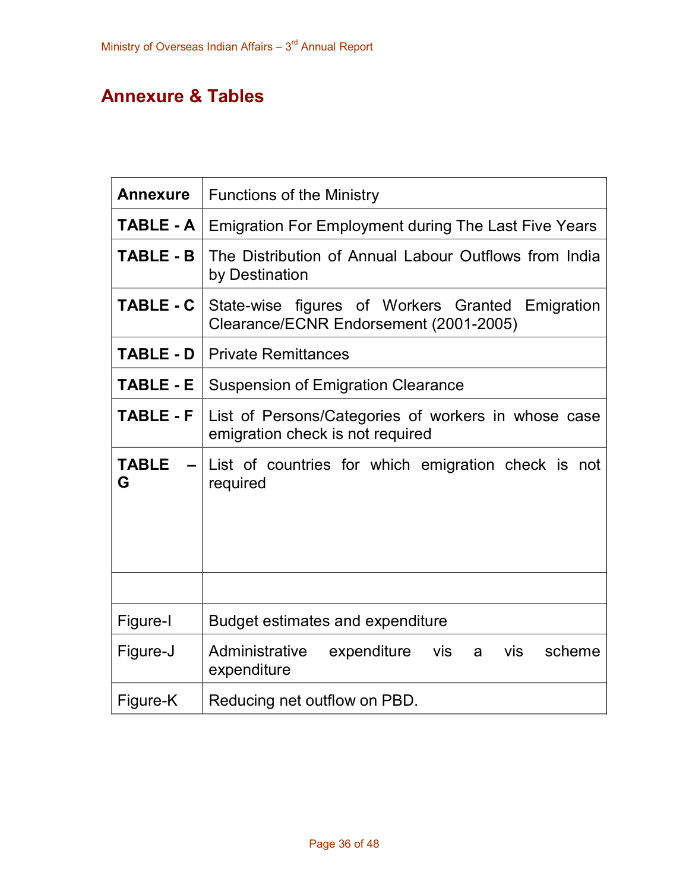# Annexure & Tables

| Annexure | Functions of the Ministry |
|---|---|
| TABLE - A | Emigration For Employment during The Last Five Years |
| TABLE - B | The Distribution of Annual Labour Outflows from India by Destination |
| TABLE - C | State-wise figures of Workers Granted Emigration Clearance/ECNR Endorsement (2001-2005) |
| TABLE - D | Private Remittances |
| TABLE - E | Suspension of Emigration Clearance |
| TABLE - F | List of Persons/Categories of workers in whose case emigration check is not required |
| TABLE – G | List of countries for which emigration check is not required |
| | |
| Figure-I | Budget estimates and expenditure |
| Figure-J | Administrative expenditure vis a vis scheme expenditure |
| Figure-K | Reducing net outflow on PBD. |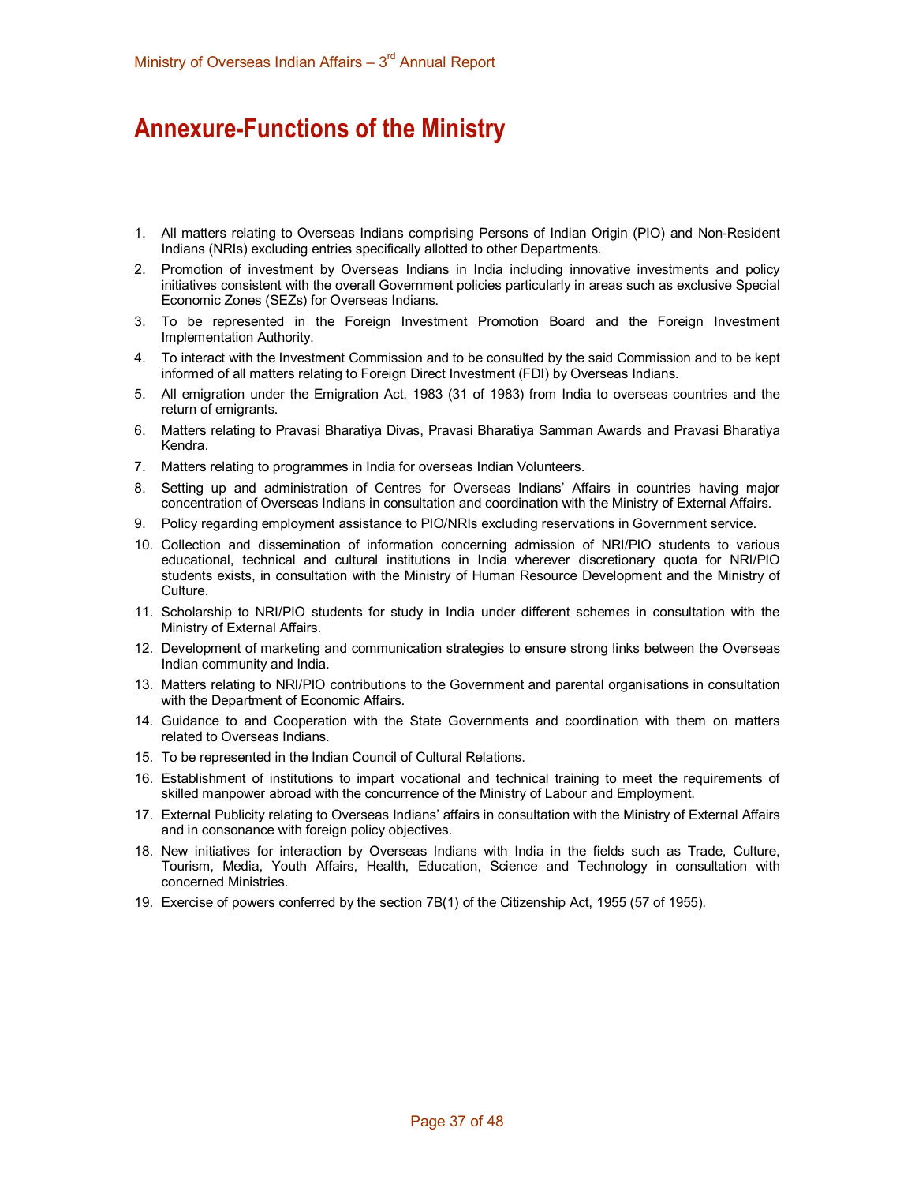# Annexure-Functions of the Ministry

1. All matters relating to Overseas Indians comprising Persons of Indian Origin (PIO) and Non-Resident Indians (NRIs) excluding entries specifically allotted to other Departments.
2. Promotion of investment by Overseas Indians in India including innovative investments and policy initiatives consistent with the overall Government policies particularly in areas such as exclusive Special Economic Zones (SEZs) for Overseas Indians.
3. To be represented in the Foreign Investment Promotion Board and the Foreign Investment Implementation Authority.
4. To interact with the Investment Commission and to be consulted by the said Commission and to be kept informed of all matters relating to Foreign Direct Investment (FDI) by Overseas Indians.
5. All emigration under the Emigration Act, 1983 (31 of 1983) from India to overseas countries and the return of emigrants.
6. Matters relating to Pravasi Bharatiya Divas, Pravasi Bharatiya Samman Awards and Pravasi Bharatiya Kendra.
7. Matters relating to programmes in India for overseas Indian Volunteers.
8. Setting up and administration of Centres for Overseas Indians' Affairs in countries having major concentration of Overseas Indians in consultation and coordination with the Ministry of External Affairs.
9. Policy regarding employment assistance to PIO/NRIs excluding reservations in Government service.
10. Collection and dissemination of information concerning admission of NRI/PIO students to various educational, technical and cultural institutions in India wherever discretionary quota for NRI/PIO students exists, in consultation with the Ministry of Human Resource Development and the Ministry of Culture.
11. Scholarship to NRI/PIO students for study in India under different schemes in consultation with the Ministry of External Affairs.
12. Development of marketing and communication strategies to ensure strong links between the Overseas Indian community and India.
13. Matters relating to NRI/PIO contributions to the Government and parental organisations in consultation with the Department of Economic Affairs.
14. Guidance to and Cooperation with the State Governments and coordination with them on matters related to Overseas Indians.
15. To be represented in the Indian Council of Cultural Relations.
16. Establishment of institutions to impart vocational and technical training to meet the requirements of skilled manpower abroad with the concurrence of the Ministry of Labour and Employment.
17. External Publicity relating to Overseas Indians' affairs in consultation with the Ministry of External Affairs and in consonance with foreign policy objectives.
18. New initiatives for interaction by Overseas Indians with India in the fields such as Trade, Culture, Tourism, Media, Youth Affairs, Health, Education, Science and Technology in consultation with concerned Ministries.
19. Exercise of powers conferred by the section 7B(1) of the Citizenship Act, 1955 (57 of 1955).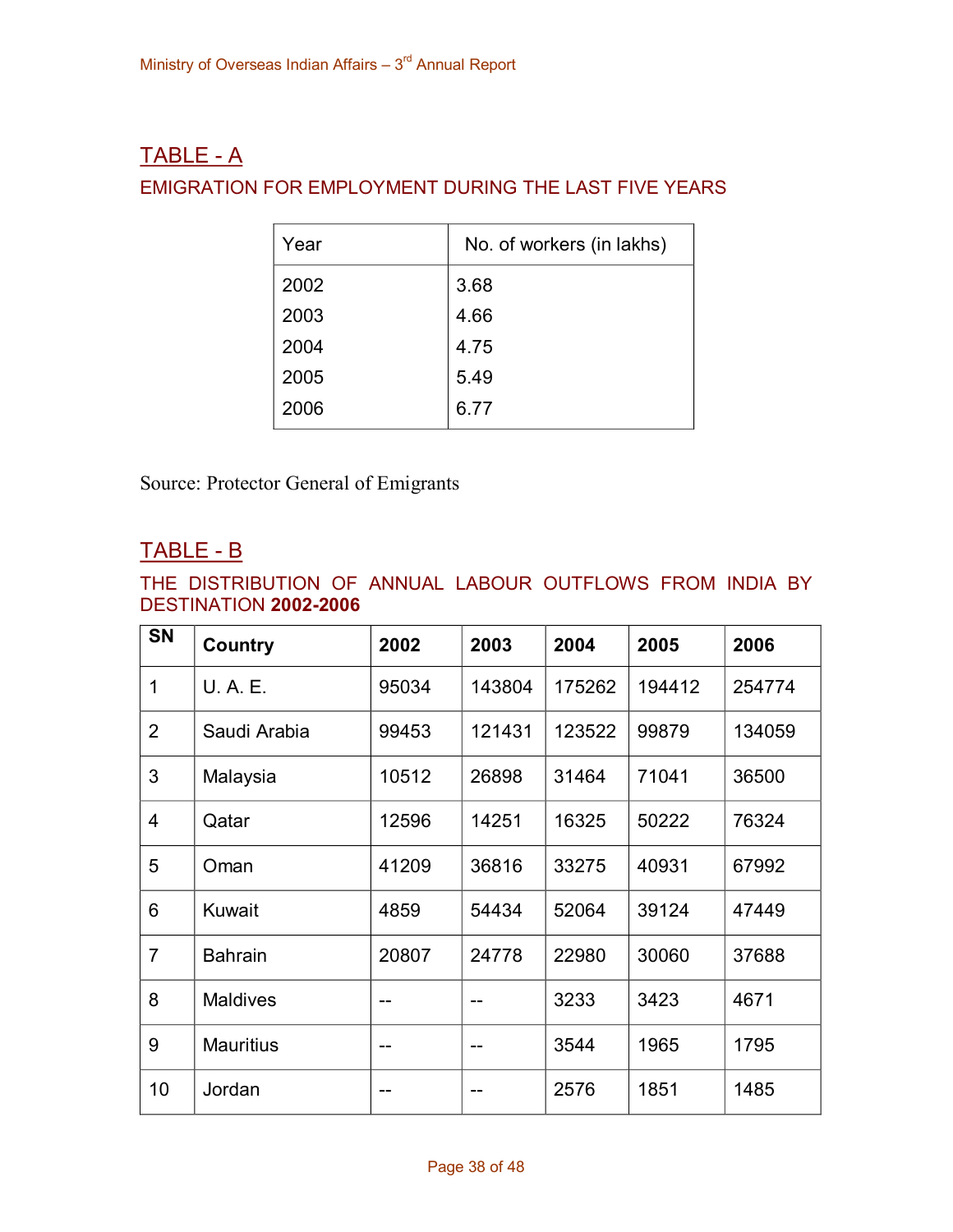## TABLE - A

EMIGRATION FOR EMPLOYMENT DURING THE LAST FIVE YEARS

| Year | No. of workers (in lakhs) |
|---|---|
| 2002 | 3.68 |
| 2003 | 4.66 |
| 2004 | 4.75 |
| 2005 | 5.49 |
| 2006 | 6.77 |

Source: Protector General of Emigrants

## TABLE - B

THE DISTRIBUTION OF ANNUAL LABOUR OUTFLOWS FROM INDIA BY DESTINATION **2002-2006**

| SN | Country | 2002 | 2003 | 2004 | 2005 | 2006 |
|---|---|---|---|---|---|---|
| 1 | U. A. E. | 95034 | 143804 | 175262 | 194412 | 254774 |
| 2 | Saudi Arabia | 99453 | 121431 | 123522 | 99879 | 134059 |
| 3 | Malaysia | 10512 | 26898 | 31464 | 71041 | 36500 |
| 4 | Qatar | 12596 | 14251 | 16325 | 50222 | 76324 |
| 5 | Oman | 41209 | 36816 | 33275 | 40931 | 67992 |
| 6 | Kuwait | 4859 | 54434 | 52064 | 39124 | 47449 |
| 7 | Bahrain | 20807 | 24778 | 22980 | 30060 | 37688 |
| 8 | Maldives | -- | -- | 3233 | 3423 | 4671 |
| 9 | Mauritius | -- | -- | 3544 | 1965 | 1795 |
| 10 | Jordan | -- | -- | 2576 | 1851 | 1485 |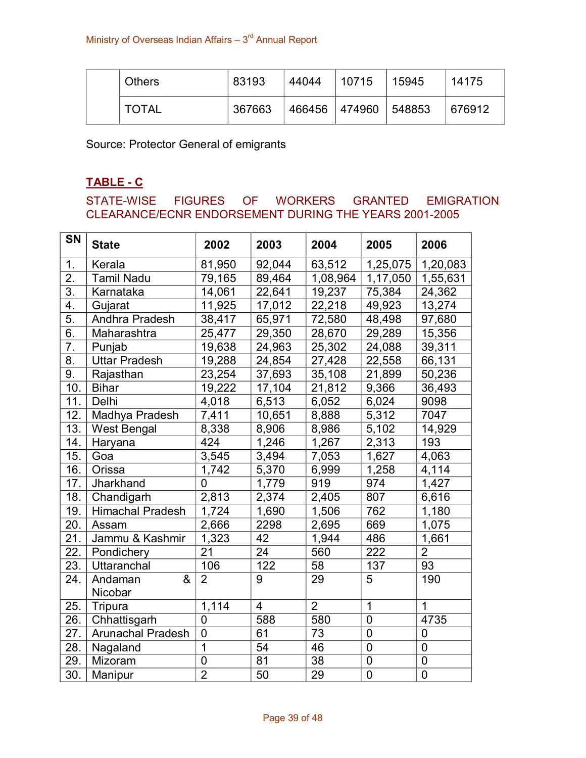|  | Others | 83193 | 44044 | 10715 | 15945 | 14175 |
|---|---|---|---|---|---|---|
|  | TOTAL | 367663 | 466456 | 474960 | 548853 | 676912 |

Source: Protector General of emigrants

**TABLE - C**

STATE-WISE FIGURES OF WORKERS GRANTED EMIGRATION CLEARANCE/ECNR ENDORSEMENT DURING THE YEARS 2001-2005

| SN | State | 2002 | 2003 | 2004 | 2005 | 2006 |
|---|---|---|---|---|---|---|
| 1. | Kerala | 81,950 | 92,044 | 63,512 | 1,25,075 | 1,20,083 |
| 2. | Tamil Nadu | 79,165 | 89,464 | 1,08,964 | 1,17,050 | 1,55,631 |
| 3. | Karnataka | 14,061 | 22,641 | 19,237 | 75,384 | 24,362 |
| 4. | Gujarat | 11,925 | 17,012 | 22,218 | 49,923 | 13,274 |
| 5. | Andhra Pradesh | 38,417 | 65,971 | 72,580 | 48,498 | 97,680 |
| 6. | Maharashtra | 25,477 | 29,350 | 28,670 | 29,289 | 15,356 |
| 7. | Punjab | 19,638 | 24,963 | 25,302 | 24,088 | 39,311 |
| 8. | Uttar Pradesh | 19,288 | 24,854 | 27,428 | 22,558 | 66,131 |
| 9. | Rajasthan | 23,254 | 37,693 | 35,108 | 21,899 | 50,236 |
| 10. | Bihar | 19,222 | 17,104 | 21,812 | 9,366 | 36,493 |
| 11. | Delhi | 4,018 | 6,513 | 6,052 | 6,024 | 9098 |
| 12. | Madhya Pradesh | 7,411 | 10,651 | 8,888 | 5,312 | 7047 |
| 13. | West Bengal | 8,338 | 8,906 | 8,986 | 5,102 | 14,929 |
| 14. | Haryana | 424 | 1,246 | 1,267 | 2,313 | 193 |
| 15. | Goa | 3,545 | 3,494 | 7,053 | 1,627 | 4,063 |
| 16. | Orissa | 1,742 | 5,370 | 6,999 | 1,258 | 4,114 |
| 17. | Jharkhand | 0 | 1,779 | 919 | 974 | 1,427 |
| 18. | Chandigarh | 2,813 | 2,374 | 2,405 | 807 | 6,616 |
| 19. | Himachal Pradesh | 1,724 | 1,690 | 1,506 | 762 | 1,180 |
| 20. | Assam | 2,666 | 2298 | 2,695 | 669 | 1,075 |
| 21. | Jammu & Kashmir | 1,323 | 42 | 1,944 | 486 | 1,661 |
| 22. | Pondichery | 21 | 24 | 560 | 222 | 2 |
| 23. | Uttaranchal | 106 | 122 | 58 | 137 | 93 |
| 24. | Andaman & Nicobar | 2 | 9 | 29 | 5 | 190 |
| 25. | Tripura | 1,114 | 4 | 2 | 1 | 1 |
| 26. | Chhattisgarh | 0 | 588 | 580 | 0 | 4735 |
| 27. | Arunachal Pradesh | 0 | 61 | 73 | 0 | 0 |
| 28. | Nagaland | 1 | 54 | 46 | 0 | 0 |
| 29. | Mizoram | 0 | 81 | 38 | 0 | 0 |
| 30. | Manipur | 2 | 50 | 29 | 0 | 0 |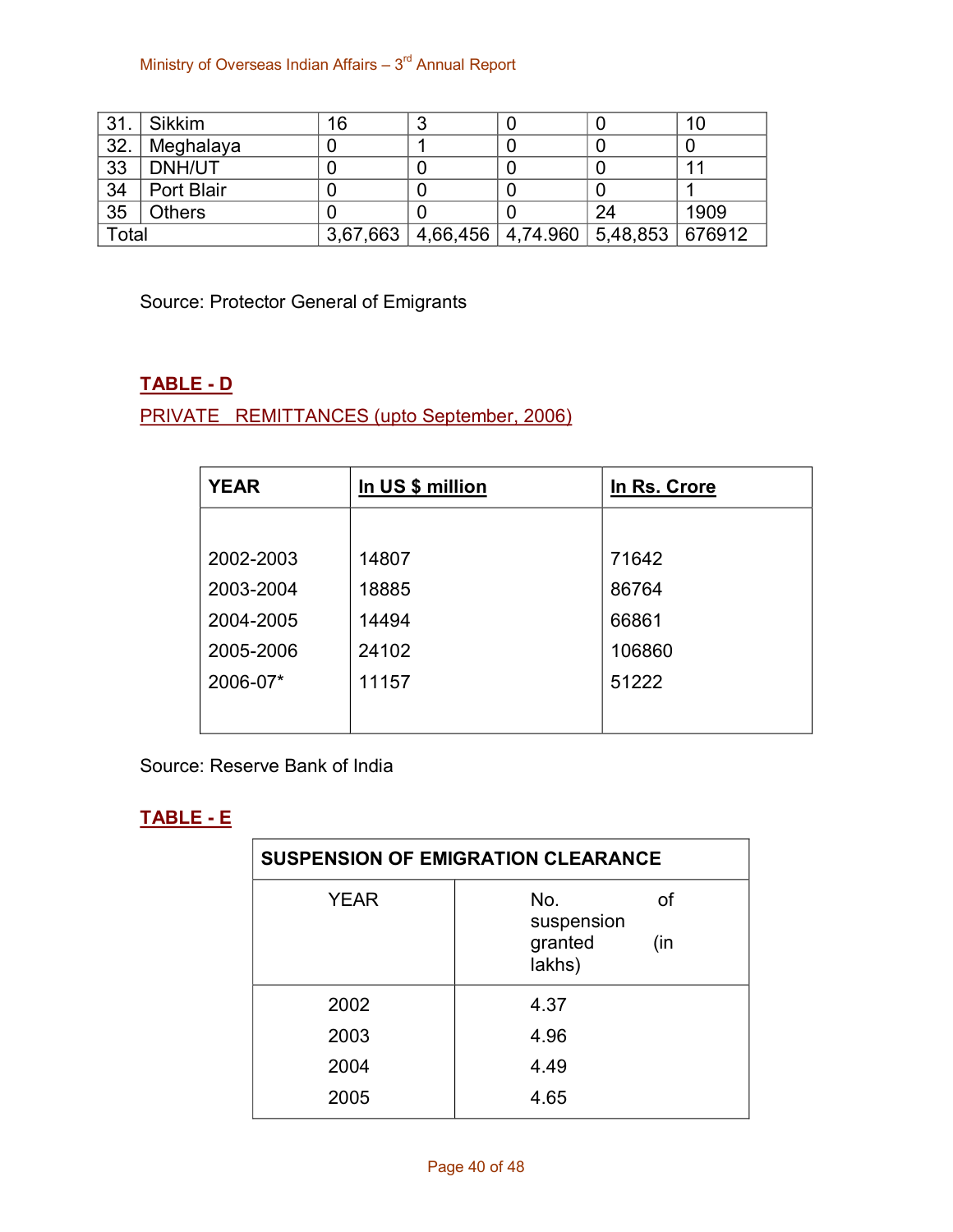| 31. | Sikkim | 16 | 3 | 0 | 0 | 10 |
|---|---|---|---|---|---|---|
| 32. | Meghalaya | 0 | 1 | 0 | 0 | 0 |
| 33 | DNH/UT | 0 | 0 | 0 | 0 | 11 |
| 34 | Port Blair | 0 | 0 | 0 | 0 | 1 |
| 35 | Others | 0 | 0 | 0 | 24 | 1909 |
| Total | | 3,67,663 | 4,66,456 | 4,74.960 | 5,48,853 | 676912 |

Source: Protector General of Emigrants

## TABLE - D

PRIVATE REMITTANCES (upto September, 2006)

| YEAR | In US $ million | In Rs. Crore |
|---|---|---|
| 2002-2003 | 14807 | 71642 |
| 2003-2004 | 18885 | 86764 |
| 2004-2005 | 14494 | 66861 |
| 2005-2006 | 24102 | 106860 |
| 2006-07* | 11157 | 51222 |

Source: Reserve Bank of India

## TABLE - E

| SUSPENSION OF EMIGRATION CLEARANCE | |
|---|---|
| YEAR | No. of suspension granted (in lakhs) |
| 2002 | 4.37 |
| 2003 | 4.96 |
| 2004 | 4.49 |
| 2005 | 4.65 |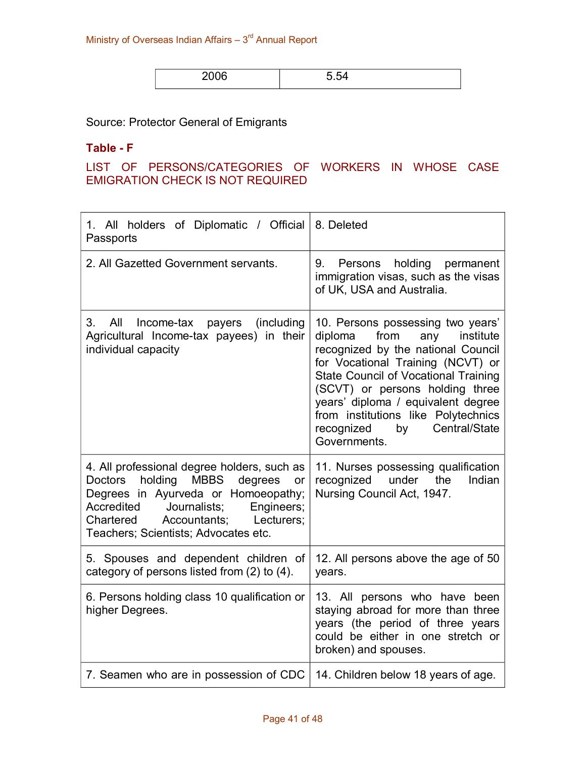| 2006 | 5.54 |
|---|---|

Source: Protector General of Emigrants

**Table - F**

LIST OF PERSONS/CATEGORIES OF WORKERS IN WHOSE CASE EMIGRATION CHECK IS NOT REQUIRED

| | |
|---|---|
| 1. All holders of Diplomatic / Official Passports | 8. Deleted |
| 2. All Gazetted Government servants. | 9. Persons holding permanent immigration visas, such as the visas of UK, USA and Australia. |
| 3. All Income-tax payers (including Agricultural Income-tax payees) in their individual capacity | 10. Persons possessing two years' diploma from any institute recognized by the national Council for Vocational Training (NCVT) or State Council of Vocational Training (SCVT) or persons holding three years' diploma / equivalent degree from institutions like Polytechnics recognized by Central/State Governments. |
| 4. All professional degree holders, such as Doctors holding MBBS degrees or Degrees in Ayurveda or Homoeopathy; Accredited Journalists; Engineers; Chartered Accountants; Lecturers; Teachers; Scientists; Advocates etc. | 11. Nurses possessing qualification recognized under the Indian Nursing Council Act, 1947. |
| 5. Spouses and dependent children of category of persons listed from (2) to (4). | 12. All persons above the age of 50 years. |
| 6. Persons holding class 10 qualification or higher Degrees. | 13. All persons who have been staying abroad for more than three years (the period of three years could be either in one stretch or broken) and spouses. |
| 7. Seamen who are in possession of CDC | 14. Children below 18 years of age. |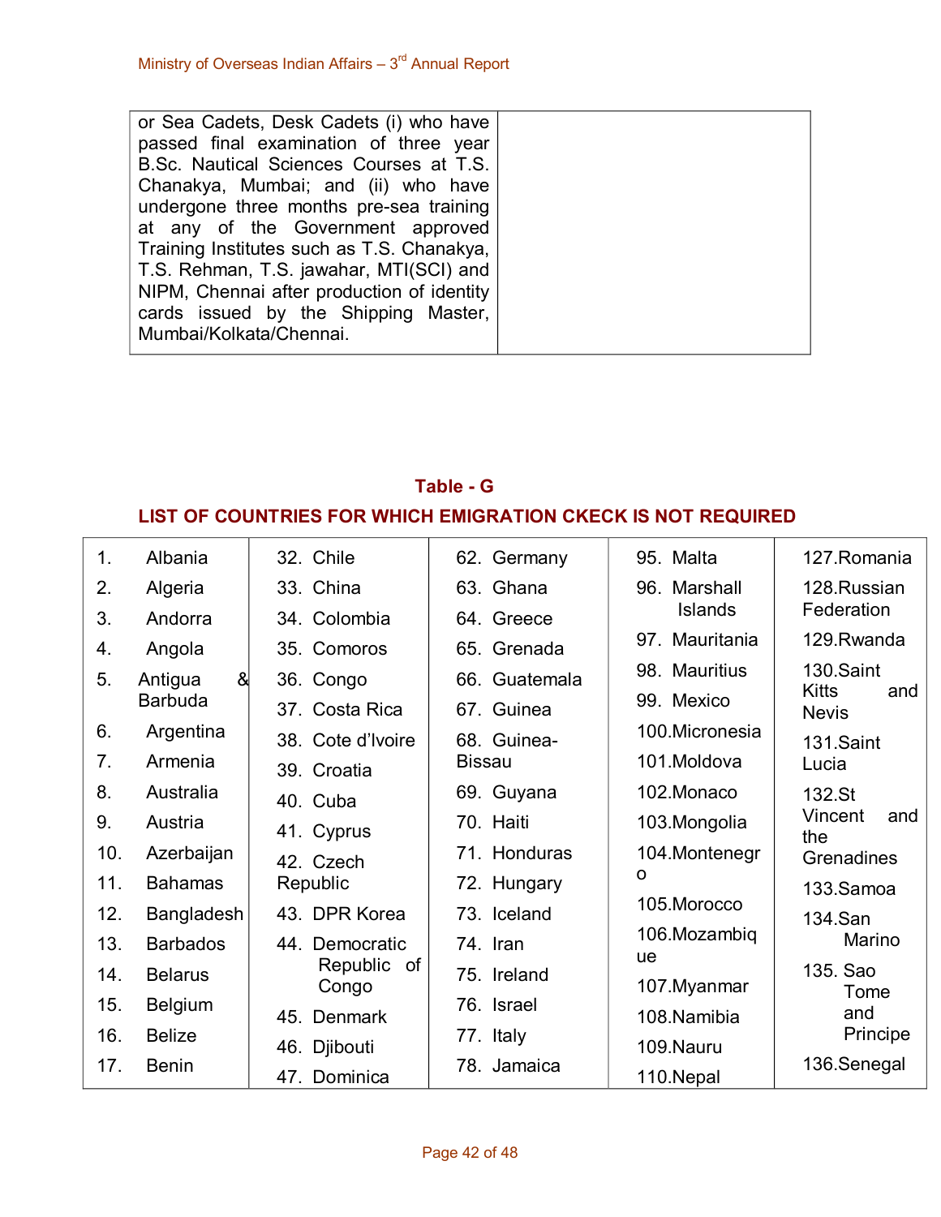| or Sea Cadets, Desk Cadets (i) who have passed final examination of three year B.Sc. Nautical Sciences Courses at T.S. Chanakya, Mumbai; and (ii) who have undergone three months pre-sea training at any of the Government approved Training Institutes such as T.S. Chanakya, T.S. Rehman, T.S. jawahar, MTI(SCI) and NIPM, Chennai after production of identity cards issued by the Shipping Master, Mumbai/Kolkata/Chennai. | |
|---|---|

## Table - G

## LIST OF COUNTRIES FOR WHICH EMIGRATION CKECK IS NOT REQUIRED

| | | | | |
|---|---|---|---|---|
| 1. Albania | 32. Chile | 62. Germany | 95. Malta | 127.Romania |
| 2. Algeria | 33. China | 63. Ghana | 96. Marshall Islands | 128.Russian Federation |
| 3. Andorra | 34. Colombia | 64. Greece | 97. Mauritania | 129.Rwanda |
| 4. Angola | 35. Comoros | 65. Grenada | 98. Mauritius | 130.Saint Kitts and Nevis |
| 5. Antigua & Barbuda | 36. Congo | 66. Guatemala | 99. Mexico | 131.Saint Lucia |
| 6. Argentina | 37. Costa Rica | 67. Guinea | 100.Micronesia | 132.St Vincent and the Grenadines |
| 7. Armenia | 38. Cote d'Ivoire | 68. Guinea-Bissau | 101.Moldova | 133.Samoa |
| 8. Australia | 39. Croatia | 69. Guyana | 102.Monaco | 134.San Marino |
| 9. Austria | 40. Cuba | 70. Haiti | 103.Mongolia | 135. Sao Tome and Principe |
| 10. Azerbaijan | 41. Cyprus | 71. Honduras | 104.Montenegro | 136.Senegal |
| 11. Bahamas | 42. Czech Republic | 72. Hungary | 105.Morocco | |
| 12. Bangladesh | 43. DPR Korea | 73. Iceland | 106.Mozambique | |
| 13. Barbados | 44. Democratic Republic of Congo | 74. Iran | 107.Myanmar | |
| 14. Belarus | 45. Denmark | 75. Ireland | 108.Namibia | |
| 15. Belgium | 46. Djibouti | 76. Israel | 109.Nauru | |
| 16. Belize | 47. Dominica | 77. Italy | 110.Nepal | |
| 17. Benin | | 78. Jamaica | | |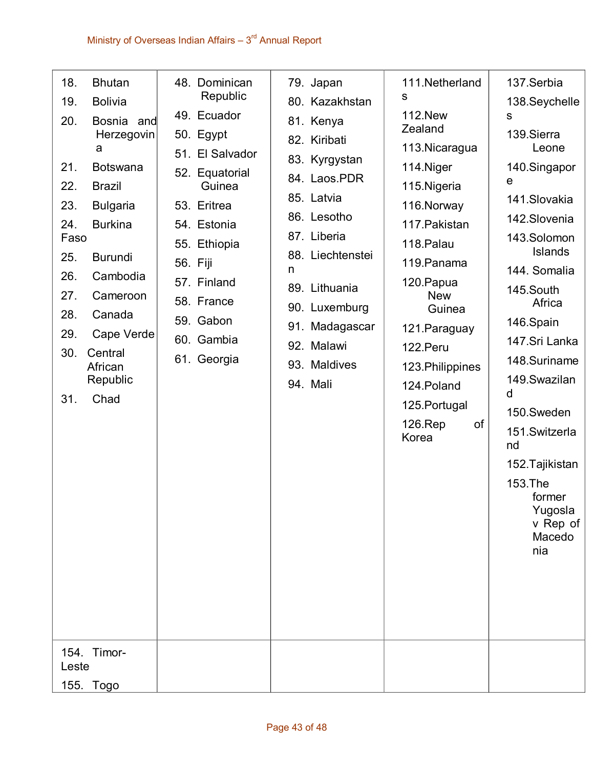| | | | | |
|---|---|---|---|---|
| 18. Bhutan<br>19. Bolivia<br>20. Bosnia and Herzegovina<br>21. Botswana<br>22. Brazil<br>23. Bulgaria<br>24. Burkina Faso<br>25. Burundi<br>26. Cambodia<br>27. Cameroon<br>28. Canada<br>29. Cape Verde<br>30. Central African Republic<br>31. Chad | 48. Dominican Republic<br>49. Ecuador<br>50. Egypt<br>51. El Salvador<br>52. Equatorial Guinea<br>53. Eritrea<br>54. Estonia<br>55. Ethiopia<br>56. Fiji<br>57. Finland<br>58. France<br>59. Gabon<br>60. Gambia<br>61. Georgia | 79. Japan<br>80. Kazakhstan<br>81. Kenya<br>82. Kiribati<br>83. Kyrgystan<br>84. Laos.PDR<br>85. Latvia<br>86. Lesotho<br>87. Liberia<br>88. Liechtenstein<br>89. Lithuania<br>90. Luxemburg<br>91. Madagascar<br>92. Malawi<br>93. Maldives<br>94. Mali | 111.Netherlands<br>112.New Zealand<br>113.Nicaragua<br>114.Niger<br>115.Nigeria<br>116.Norway<br>117.Pakistan<br>118.Palau<br>119.Panama<br>120.Papua New Guinea<br>121.Paraguay<br>122.Peru<br>123.Philippines<br>124.Poland<br>125.Portugal<br>126.Rep of Korea | 137.Serbia<br>138.Seychelles<br>139.Sierra Leone<br>140.Singapore<br>141.Slovakia<br>142.Slovenia<br>143.Solomon Islands<br>144. Somalia<br>145.South Africa<br>146.Spain<br>147.Sri Lanka<br>148.Suriname<br>149.Swaziland<br>150.Sweden<br>151.Switzerland<br>152.Tajikistan<br>153.The former Yugoslav Rep of Macedonia |
| 154. Timor-Leste<br>155. Togo | | | | |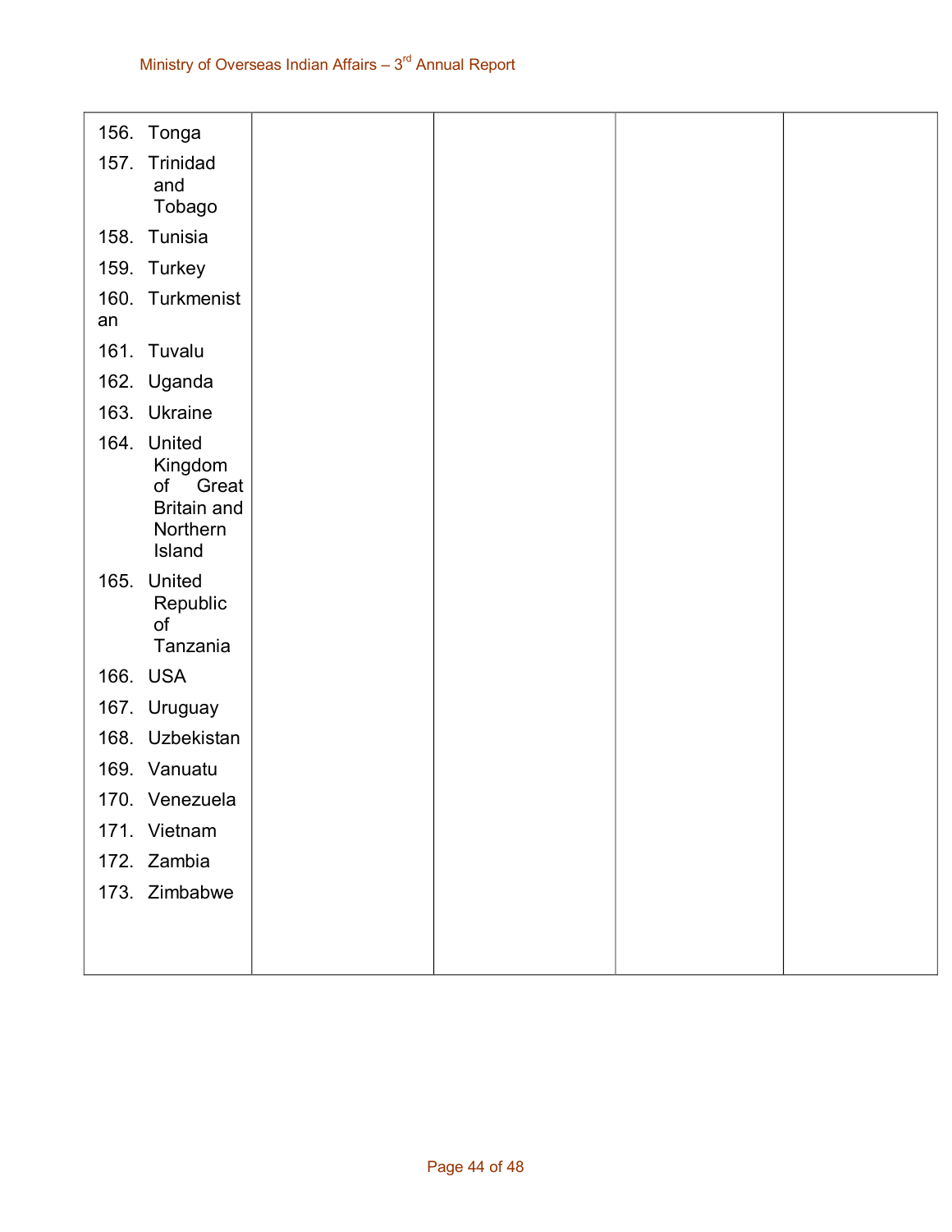| | | | | |
|---|---|---|---|---|
| 156. Tonga<br>157. Trinidad and Tobago<br>158. Tunisia<br>159. Turkey<br>160. Turkmenistan<br>161. Tuvalu<br>162. Uganda<br>163. Ukraine<br>164. United Kingdom of Great Britain and Northern Island<br>165. United Republic of Tanzania<br>166. USA<br>167. Uruguay<br>168. Uzbekistan<br>169. Vanuatu<br>170. Venezuela<br>171. Vietnam<br>172. Zambia<br>173. Zimbabwe | | | | |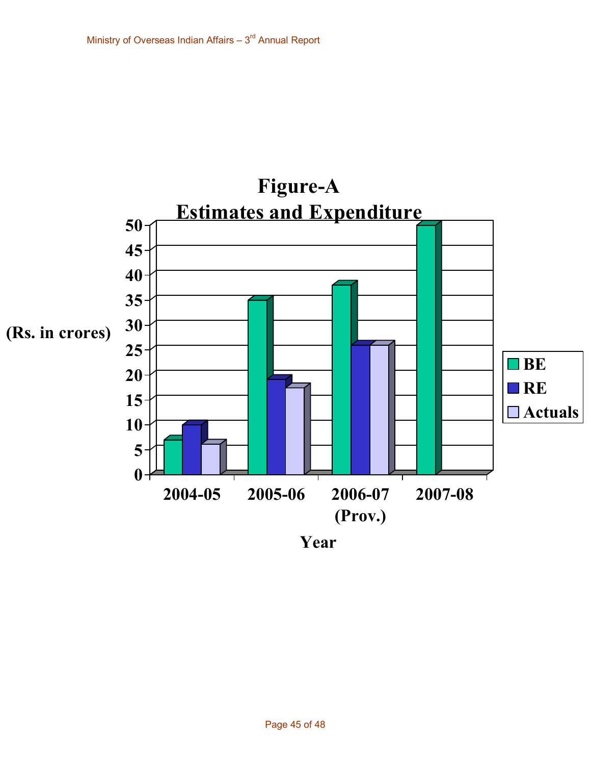**Figure-A**
**Estimates and Expenditure**

(Rs. in crores)

| Year | BE | RE | Actuals |
|---|---|---|---|
| 2004-05 | 7 | 10 | 6 |
| 2005-06 | 35 | 19 | 17.5 |
| 2006-07 (Prov.) | 38 | 26 | 26 |
| 2007-08 | 50 | | |

Year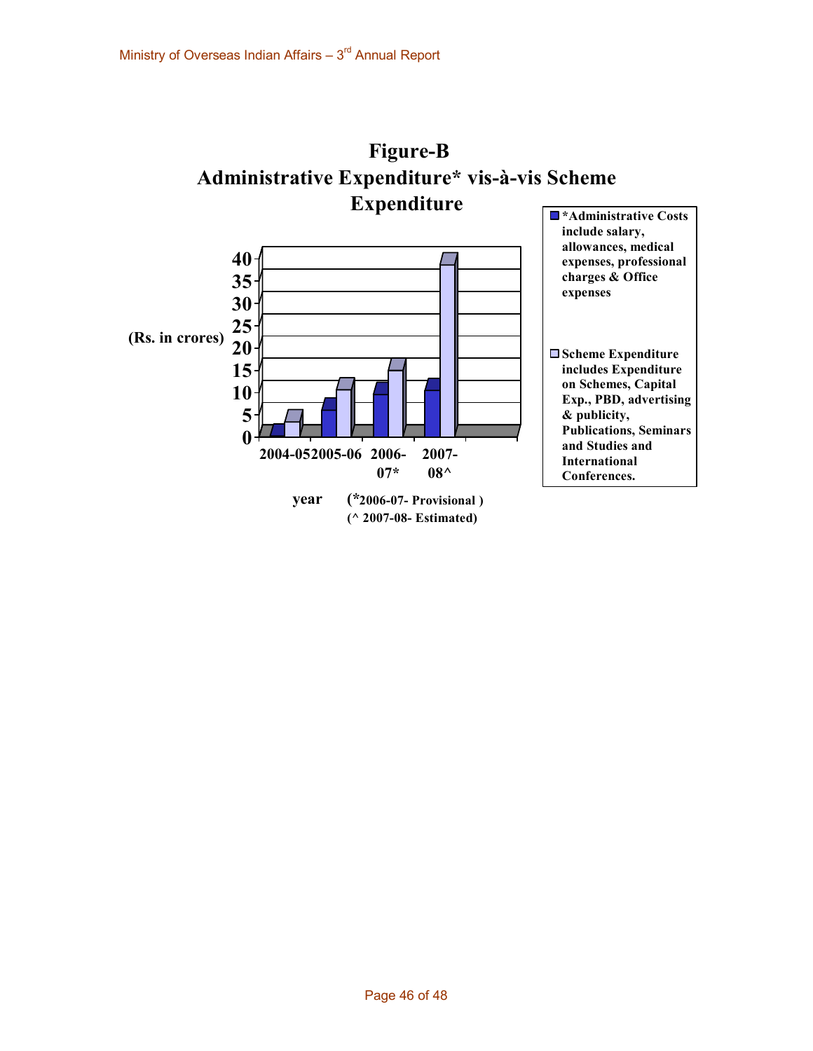## Figure-B
## Administrative Expenditure* vis-à-vis Scheme Expenditure

(Rs. in crores)

40
35
30
25
20
15
10
5
0

2004-05 2005-06 2006-07* 2007-08^

year (*2006-07- Provisional )
(^ 2007-08- Estimated)

*Administrative Costs include salary, allowances, medical expenses, professional charges & Office expenses

Scheme Expenditure includes Expenditure on Schemes, Capital Exp., PBD, advertising & publicity, Publications, Seminars and Studies and International Conferences.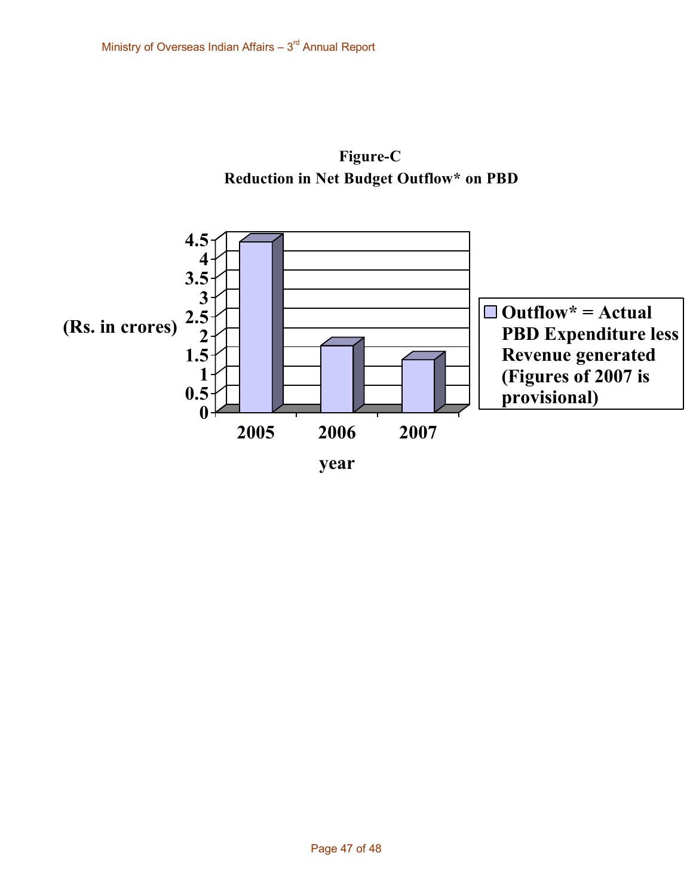**Figure-C**

**Reduction in Net Budget Outflow* on PBD**

(Rs. in crores)

4.5
4
3.5
3
2.5
2
1.5
1
0.5
0

2005 2006 2007

year

Outflow* = Actual PBD Expenditure less Revenue generated (Figures of 2007 is provisional)